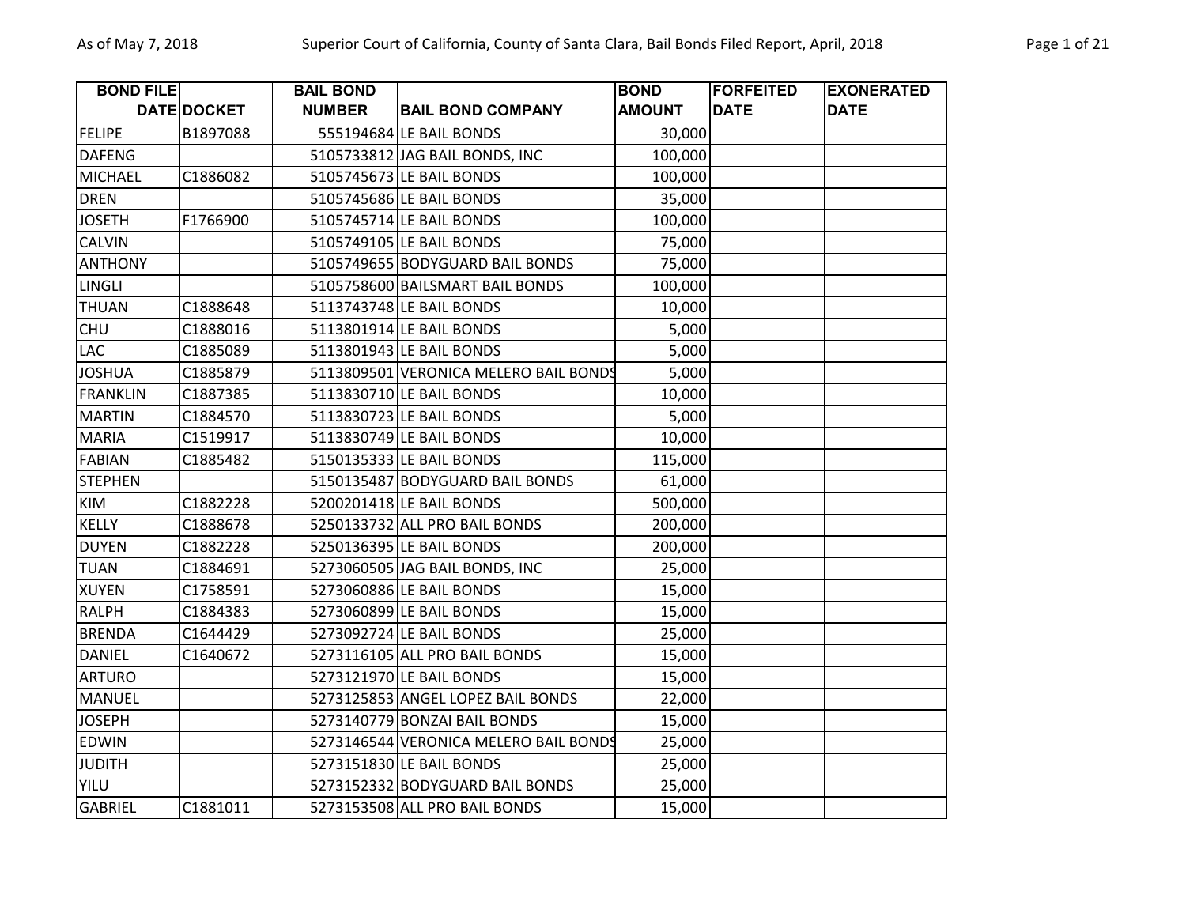| BOND FILE DATE | DOCKET | BAIL BOND NUMBER | BAIL BOND COMPANY | BOND AMOUNT | FORFEITED DATE | EXONERATED DATE |
|---|---|---|---|---|---|---|
| FELIPE | B1897088 | 555194684 | LE BAIL BONDS | 30,000 | | |
| DAFENG | | 5105733812 | JAG BAIL BONDS, INC | 100,000 | | |
| MICHAEL | C1886082 | 5105745673 | LE BAIL BONDS | 100,000 | | |
| DREN | | 5105745686 | LE BAIL BONDS | 35,000 | | |
| JOSETH | F1766900 | 5105745714 | LE BAIL BONDS | 100,000 | | |
| CALVIN | | 5105749105 | LE BAIL BONDS | 75,000 | | |
| ANTHONY | | 5105749655 | BODYGUARD BAIL BONDS | 75,000 | | |
| LINGLI | | 5105758600 | BAILSMART BAIL BONDS | 100,000 | | |
| THUAN | C1888648 | 5113743748 | LE BAIL BONDS | 10,000 | | |
| CHU | C1888016 | 5113801914 | LE BAIL BONDS | 5,000 | | |
| LAC | C1885089 | 5113801943 | LE BAIL BONDS | 5,000 | | |
| JOSHUA | C1885879 | 5113809501 | VERONICA MELERO BAIL BONDS | 5,000 | | |
| FRANKLIN | C1887385 | 5113830710 | LE BAIL BONDS | 10,000 | | |
| MARTIN | C1884570 | 5113830723 | LE BAIL BONDS | 5,000 | | |
| MARIA | C1519917 | 5113830749 | LE BAIL BONDS | 10,000 | | |
| FABIAN | C1885482 | 5150135333 | LE BAIL BONDS | 115,000 | | |
| STEPHEN | | 5150135487 | BODYGUARD BAIL BONDS | 61,000 | | |
| KIM | C1882228 | 5200201418 | LE BAIL BONDS | 500,000 | | |
| KELLY | C1888678 | 5250133732 | ALL PRO BAIL BONDS | 200,000 | | |
| DUYEN | C1882228 | 5250136395 | LE BAIL BONDS | 200,000 | | |
| TUAN | C1884691 | 5273060505 | JAG BAIL BONDS, INC | 25,000 | | |
| XUYEN | C1758591 | 5273060886 | LE BAIL BONDS | 15,000 | | |
| RALPH | C1884383 | 5273060899 | LE BAIL BONDS | 15,000 | | |
| BRENDA | C1644429 | 5273092724 | LE BAIL BONDS | 25,000 | | |
| DANIEL | C1640672 | 5273116105 | ALL PRO BAIL BONDS | 15,000 | | |
| ARTURO | | 5273121970 | LE BAIL BONDS | 15,000 | | |
| MANUEL | | 5273125853 | ANGEL LOPEZ BAIL BONDS | 22,000 | | |
| JOSEPH | | 5273140779 | BONZAI BAIL BONDS | 15,000 | | |
| EDWIN | | 5273146544 | VERONICA MELERO BAIL BONDS | 25,000 | | |
| JUDITH | | 5273151830 | LE BAIL BONDS | 25,000 | | |
| YILU | | 5273152332 | BODYGUARD BAIL BONDS | 25,000 | | |
| GABRIEL | C1881011 | 5273153508 | ALL PRO BAIL BONDS | 15,000 | | |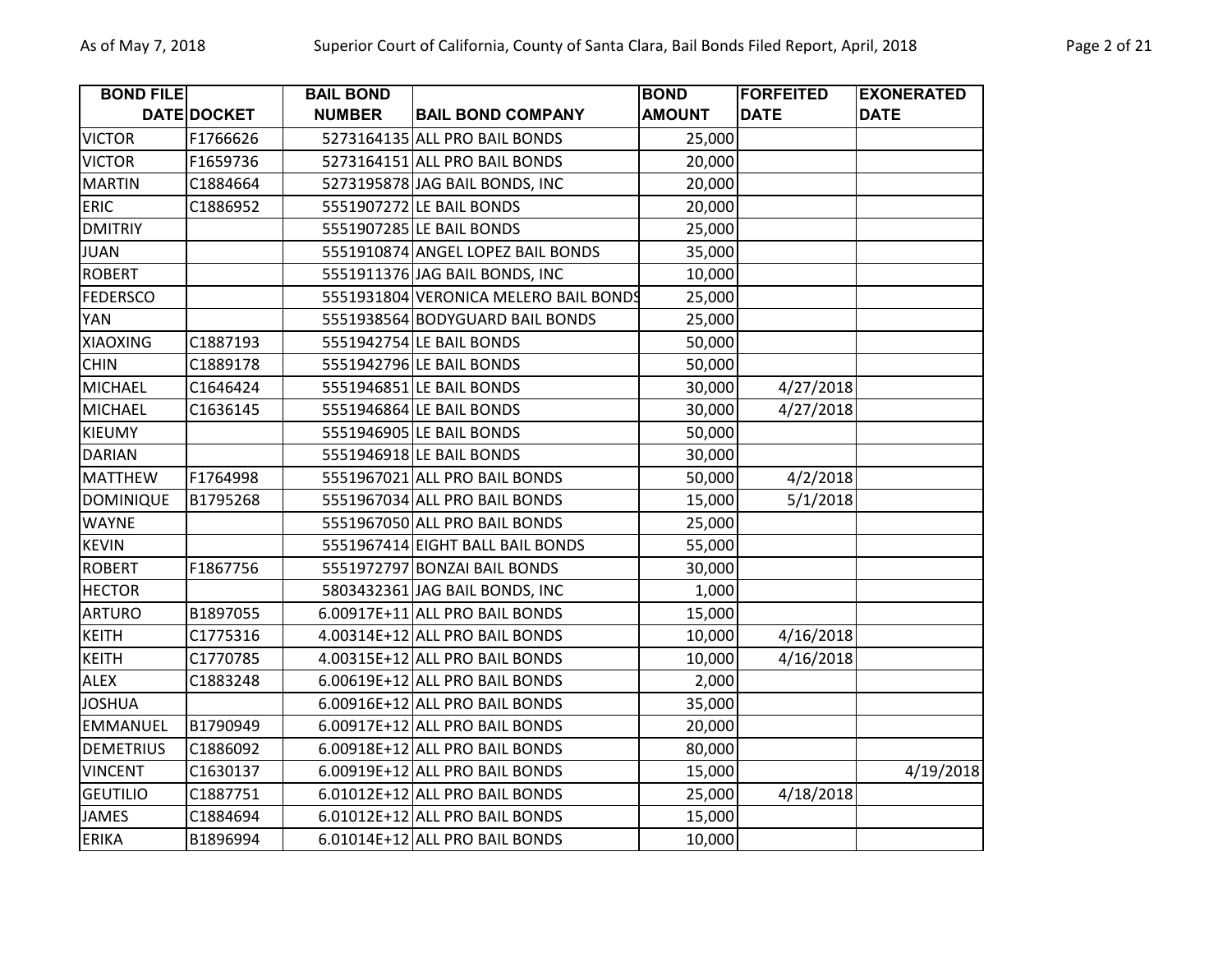| BOND FILE DATE | DOCKET | BAIL BOND NUMBER | BAIL BOND COMPANY | BOND AMOUNT | FORFEITED DATE | EXONERATED DATE |
|---|---|---|---|---|---|---|
| VICTOR | F1766626 | 5273164135 | ALL PRO BAIL BONDS | 25,000 | | |
| VICTOR | F1659736 | 5273164151 | ALL PRO BAIL BONDS | 20,000 | | |
| MARTIN | C1884664 | 5273195878 | JAG BAIL BONDS, INC | 20,000 | | |
| ERIC | C1886952 | 5551907272 | LE BAIL BONDS | 20,000 | | |
| DMITRIY | | 5551907285 | LE BAIL BONDS | 25,000 | | |
| JUAN | | 5551910874 | ANGEL LOPEZ BAIL BONDS | 35,000 | | |
| ROBERT | | 5551911376 | JAG BAIL BONDS, INC | 10,000 | | |
| FEDERSCO | | 5551931804 | VERONICA MELERO BAIL BONDS | 25,000 | | |
| YAN | | 5551938564 | BODYGUARD BAIL BONDS | 25,000 | | |
| XIAOXING | C1887193 | 5551942754 | LE BAIL BONDS | 50,000 | | |
| CHIN | C1889178 | 5551942796 | LE BAIL BONDS | 50,000 | | |
| MICHAEL | C1646424 | 5551946851 | LE BAIL BONDS | 30,000 | 4/27/2018 | |
| MICHAEL | C1636145 | 5551946864 | LE BAIL BONDS | 30,000 | 4/27/2018 | |
| KIEUMY | | 5551946905 | LE BAIL BONDS | 50,000 | | |
| DARIAN | | 5551946918 | LE BAIL BONDS | 30,000 | | |
| MATTHEW | F1764998 | 5551967021 | ALL PRO BAIL BONDS | 50,000 | 4/2/2018 | |
| DOMINIQUE | B1795268 | 5551967034 | ALL PRO BAIL BONDS | 15,000 | 5/1/2018 | |
| WAYNE | | 5551967050 | ALL PRO BAIL BONDS | 25,000 | | |
| KEVIN | | 5551967414 | EIGHT BALL BAIL BONDS | 55,000 | | |
| ROBERT | F1867756 | 5551972797 | BONZAI BAIL BONDS | 30,000 | | |
| HECTOR | | 5803432361 | JAG BAIL BONDS, INC | 1,000 | | |
| ARTURO | B1897055 | 6.00917E+11 | ALL PRO BAIL BONDS | 15,000 | | |
| KEITH | C1775316 | 4.00314E+12 | ALL PRO BAIL BONDS | 10,000 | 4/16/2018 | |
| KEITH | C1770785 | 4.00315E+12 | ALL PRO BAIL BONDS | 10,000 | 4/16/2018 | |
| ALEX | C1883248 | 6.00619E+12 | ALL PRO BAIL BONDS | 2,000 | | |
| JOSHUA | | 6.00916E+12 | ALL PRO BAIL BONDS | 35,000 | | |
| EMMANUEL | B1790949 | 6.00917E+12 | ALL PRO BAIL BONDS | 20,000 | | |
| DEMETRIUS | C1886092 | 6.00918E+12 | ALL PRO BAIL BONDS | 80,000 | | |
| VINCENT | C1630137 | 6.00919E+12 | ALL PRO BAIL BONDS | 15,000 | | 4/19/2018 |
| GEUTILIO | C1887751 | 6.01012E+12 | ALL PRO BAIL BONDS | 25,000 | 4/18/2018 | |
| JAMES | C1884694 | 6.01012E+12 | ALL PRO BAIL BONDS | 15,000 | | |
| ERIKA | B1896994 | 6.01014E+12 | ALL PRO BAIL BONDS | 10,000 | | |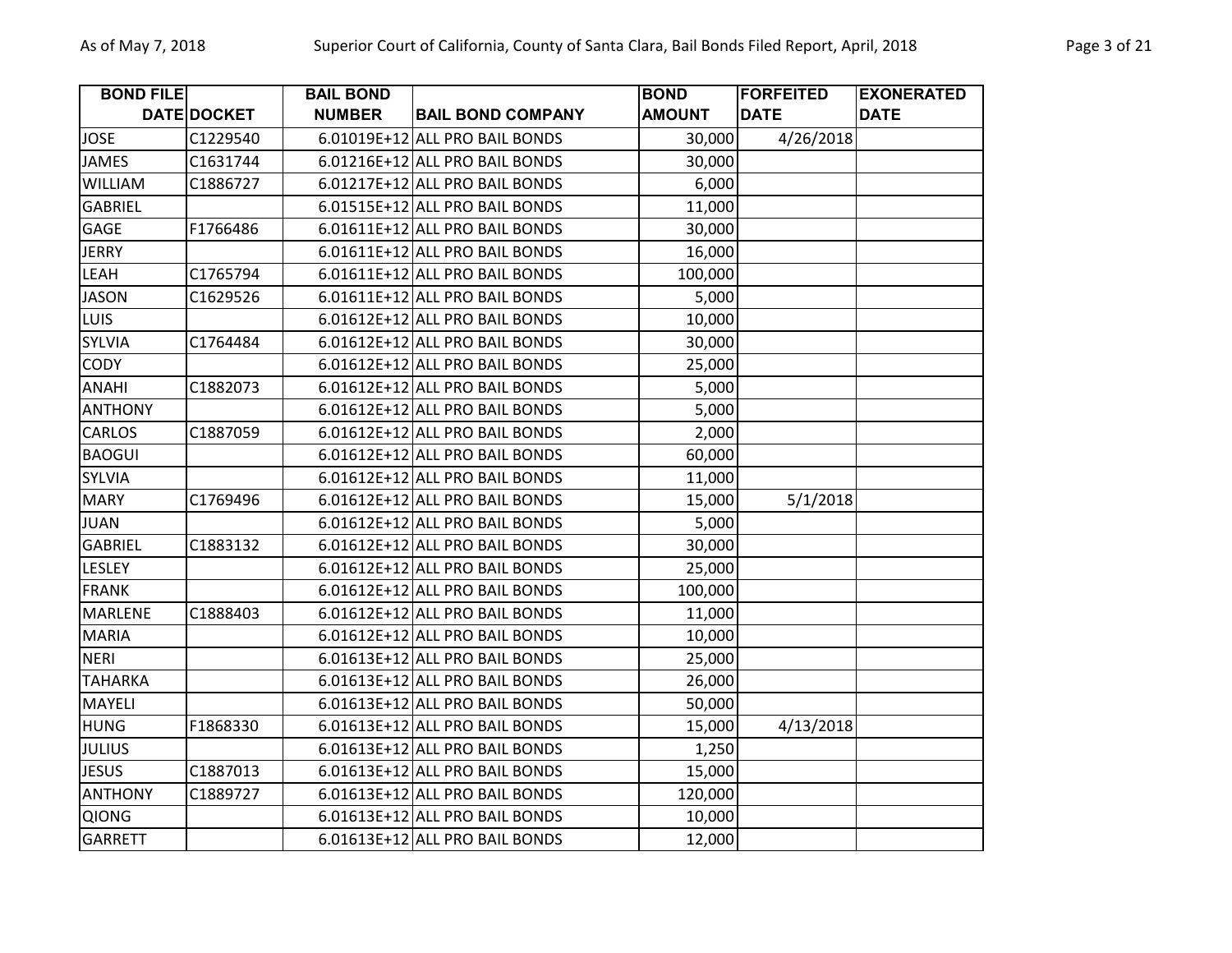| BOND FILE DATE | DOCKET | BAIL BOND NUMBER | BAIL BOND COMPANY | BOND AMOUNT | FORFEITED DATE | EXONERATED DATE |
|---|---|---|---|---|---|---|
| JOSE | C1229540 | 6.01019E+12 | ALL PRO BAIL BONDS | 30,000 | 4/26/2018 | |
| JAMES | C1631744 | 6.01216E+12 | ALL PRO BAIL BONDS | 30,000 | | |
| WILLIAM | C1886727 | 6.01217E+12 | ALL PRO BAIL BONDS | 6,000 | | |
| GABRIEL | | 6.01515E+12 | ALL PRO BAIL BONDS | 11,000 | | |
| GAGE | F1766486 | 6.01611E+12 | ALL PRO BAIL BONDS | 30,000 | | |
| JERRY | | 6.01611E+12 | ALL PRO BAIL BONDS | 16,000 | | |
| LEAH | C1765794 | 6.01611E+12 | ALL PRO BAIL BONDS | 100,000 | | |
| JASON | C1629526 | 6.01611E+12 | ALL PRO BAIL BONDS | 5,000 | | |
| LUIS | | 6.01612E+12 | ALL PRO BAIL BONDS | 10,000 | | |
| SYLVIA | C1764484 | 6.01612E+12 | ALL PRO BAIL BONDS | 30,000 | | |
| CODY | | 6.01612E+12 | ALL PRO BAIL BONDS | 25,000 | | |
| ANAHI | C1882073 | 6.01612E+12 | ALL PRO BAIL BONDS | 5,000 | | |
| ANTHONY | | 6.01612E+12 | ALL PRO BAIL BONDS | 5,000 | | |
| CARLOS | C1887059 | 6.01612E+12 | ALL PRO BAIL BONDS | 2,000 | | |
| BAOGUI | | 6.01612E+12 | ALL PRO BAIL BONDS | 60,000 | | |
| SYLVIA | | 6.01612E+12 | ALL PRO BAIL BONDS | 11,000 | | |
| MARY | C1769496 | 6.01612E+12 | ALL PRO BAIL BONDS | 15,000 | 5/1/2018 | |
| JUAN | | 6.01612E+12 | ALL PRO BAIL BONDS | 5,000 | | |
| GABRIEL | C1883132 | 6.01612E+12 | ALL PRO BAIL BONDS | 30,000 | | |
| LESLEY | | 6.01612E+12 | ALL PRO BAIL BONDS | 25,000 | | |
| FRANK | | 6.01612E+12 | ALL PRO BAIL BONDS | 100,000 | | |
| MARLENE | C1888403 | 6.01612E+12 | ALL PRO BAIL BONDS | 11,000 | | |
| MARIA | | 6.01612E+12 | ALL PRO BAIL BONDS | 10,000 | | |
| NERI | | 6.01613E+12 | ALL PRO BAIL BONDS | 25,000 | | |
| TAHARKA | | 6.01613E+12 | ALL PRO BAIL BONDS | 26,000 | | |
| MAYELI | | 6.01613E+12 | ALL PRO BAIL BONDS | 50,000 | | |
| HUNG | F1868330 | 6.01613E+12 | ALL PRO BAIL BONDS | 15,000 | 4/13/2018 | |
| JULIUS | | 6.01613E+12 | ALL PRO BAIL BONDS | 1,250 | | |
| JESUS | C1887013 | 6.01613E+12 | ALL PRO BAIL BONDS | 15,000 | | |
| ANTHONY | C1889727 | 6.01613E+12 | ALL PRO BAIL BONDS | 120,000 | | |
| QIONG | | 6.01613E+12 | ALL PRO BAIL BONDS | 10,000 | | |
| GARRETT | | 6.01613E+12 | ALL PRO BAIL BONDS | 12,000 | | |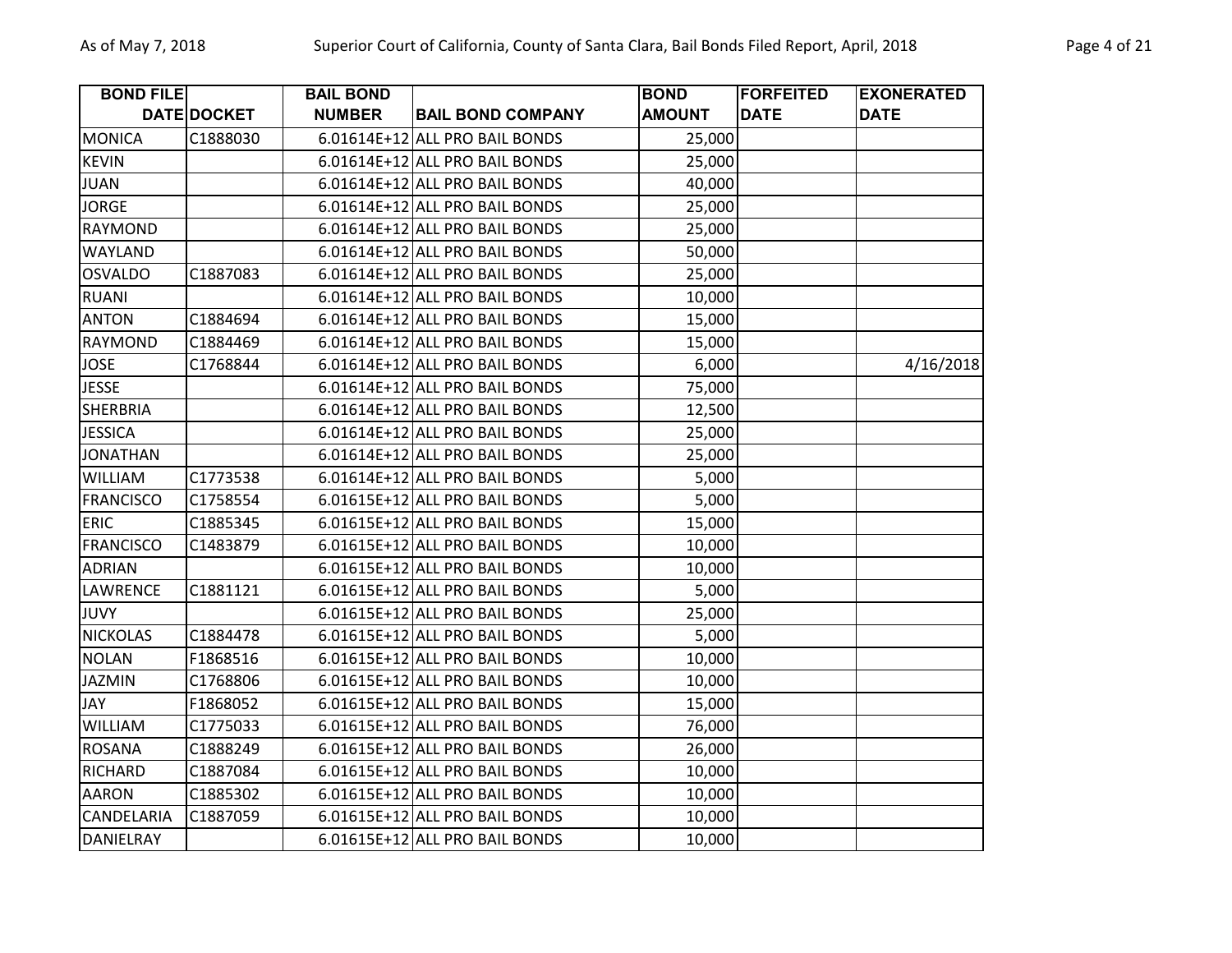| BOND FILE DATE | DOCKET | BAIL BOND NUMBER | BAIL BOND COMPANY | BOND AMOUNT | FORFEITED DATE | EXONERATED DATE |
|---|---|---|---|---|---|---|
| MONICA | C1888030 | 6.01614E+12 | ALL PRO BAIL BONDS | 25,000 | | |
| KEVIN | | 6.01614E+12 | ALL PRO BAIL BONDS | 25,000 | | |
| JUAN | | 6.01614E+12 | ALL PRO BAIL BONDS | 40,000 | | |
| JORGE | | 6.01614E+12 | ALL PRO BAIL BONDS | 25,000 | | |
| RAYMOND | | 6.01614E+12 | ALL PRO BAIL BONDS | 25,000 | | |
| WAYLAND | | 6.01614E+12 | ALL PRO BAIL BONDS | 50,000 | | |
| OSVALDO | C1887083 | 6.01614E+12 | ALL PRO BAIL BONDS | 25,000 | | |
| RUANI | | 6.01614E+12 | ALL PRO BAIL BONDS | 10,000 | | |
| ANTON | C1884694 | 6.01614E+12 | ALL PRO BAIL BONDS | 15,000 | | |
| RAYMOND | C1884469 | 6.01614E+12 | ALL PRO BAIL BONDS | 15,000 | | |
| JOSE | C1768844 | 6.01614E+12 | ALL PRO BAIL BONDS | 6,000 | | 4/16/2018 |
| JESSE | | 6.01614E+12 | ALL PRO BAIL BONDS | 75,000 | | |
| SHERBRIA | | 6.01614E+12 | ALL PRO BAIL BONDS | 12,500 | | |
| JESSICA | | 6.01614E+12 | ALL PRO BAIL BONDS | 25,000 | | |
| JONATHAN | | 6.01614E+12 | ALL PRO BAIL BONDS | 25,000 | | |
| WILLIAM | C1773538 | 6.01614E+12 | ALL PRO BAIL BONDS | 5,000 | | |
| FRANCISCO | C1758554 | 6.01615E+12 | ALL PRO BAIL BONDS | 5,000 | | |
| ERIC | C1885345 | 6.01615E+12 | ALL PRO BAIL BONDS | 15,000 | | |
| FRANCISCO | C1483879 | 6.01615E+12 | ALL PRO BAIL BONDS | 10,000 | | |
| ADRIAN | | 6.01615E+12 | ALL PRO BAIL BONDS | 10,000 | | |
| LAWRENCE | C1881121 | 6.01615E+12 | ALL PRO BAIL BONDS | 5,000 | | |
| JUVY | | 6.01615E+12 | ALL PRO BAIL BONDS | 25,000 | | |
| NICKOLAS | C1884478 | 6.01615E+12 | ALL PRO BAIL BONDS | 5,000 | | |
| NOLAN | F1868516 | 6.01615E+12 | ALL PRO BAIL BONDS | 10,000 | | |
| JAZMIN | C1768806 | 6.01615E+12 | ALL PRO BAIL BONDS | 10,000 | | |
| JAY | F1868052 | 6.01615E+12 | ALL PRO BAIL BONDS | 15,000 | | |
| WILLIAM | C1775033 | 6.01615E+12 | ALL PRO BAIL BONDS | 76,000 | | |
| ROSANA | C1888249 | 6.01615E+12 | ALL PRO BAIL BONDS | 26,000 | | |
| RICHARD | C1887084 | 6.01615E+12 | ALL PRO BAIL BONDS | 10,000 | | |
| AARON | C1885302 | 6.01615E+12 | ALL PRO BAIL BONDS | 10,000 | | |
| CANDELARIA | C1887059 | 6.01615E+12 | ALL PRO BAIL BONDS | 10,000 | | |
| DANIELRAY | | 6.01615E+12 | ALL PRO BAIL BONDS | 10,000 | | |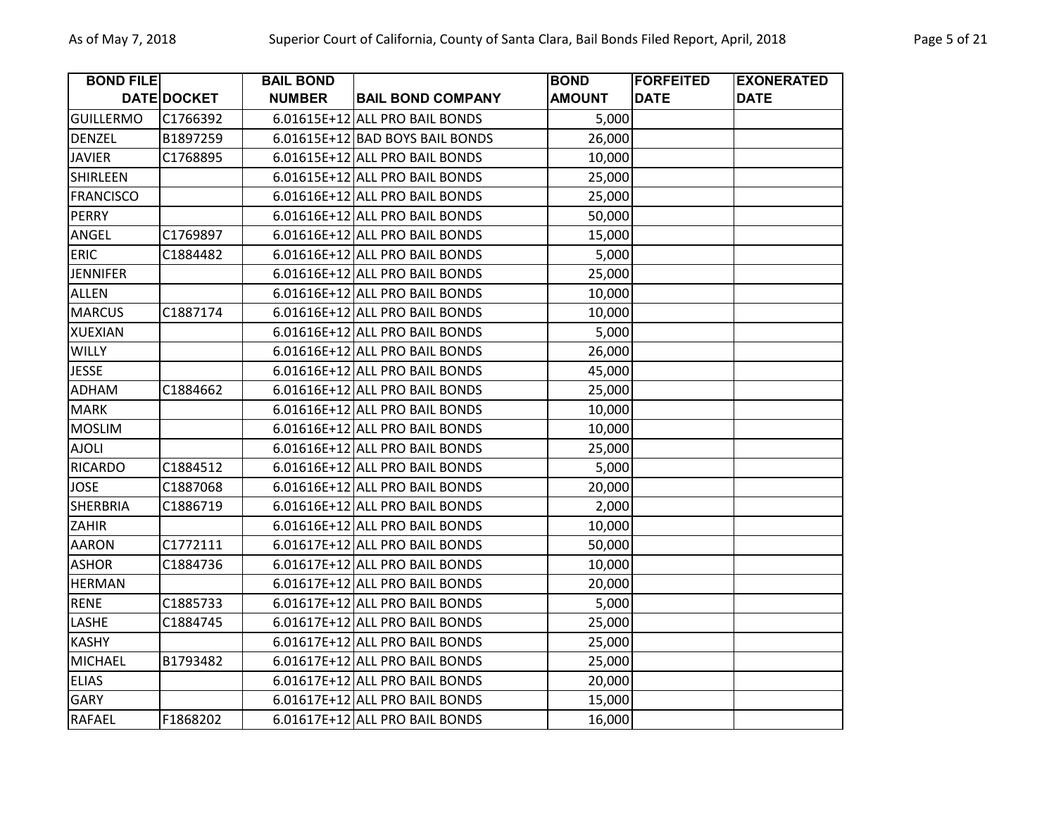| BOND FILE DATE | DOCKET | BAIL BOND NUMBER | BAIL BOND COMPANY | BOND AMOUNT | FORFEITED DATE | EXONERATED DATE |
|---|---|---|---|---|---|---|
| GUILLERMO | C1766392 | 6.01615E+12 | ALL PRO BAIL BONDS | 5,000 | | |
| DENZEL | B1897259 | 6.01615E+12 | BAD BOYS BAIL BONDS | 26,000 | | |
| JAVIER | C1768895 | 6.01615E+12 | ALL PRO BAIL BONDS | 10,000 | | |
| SHIRLEEN | | 6.01615E+12 | ALL PRO BAIL BONDS | 25,000 | | |
| FRANCISCO | | 6.01616E+12 | ALL PRO BAIL BONDS | 25,000 | | |
| PERRY | | 6.01616E+12 | ALL PRO BAIL BONDS | 50,000 | | |
| ANGEL | C1769897 | 6.01616E+12 | ALL PRO BAIL BONDS | 15,000 | | |
| ERIC | C1884482 | 6.01616E+12 | ALL PRO BAIL BONDS | 5,000 | | |
| JENNIFER | | 6.01616E+12 | ALL PRO BAIL BONDS | 25,000 | | |
| ALLEN | | 6.01616E+12 | ALL PRO BAIL BONDS | 10,000 | | |
| MARCUS | C1887174 | 6.01616E+12 | ALL PRO BAIL BONDS | 10,000 | | |
| XUEXIAN | | 6.01616E+12 | ALL PRO BAIL BONDS | 5,000 | | |
| WILLY | | 6.01616E+12 | ALL PRO BAIL BONDS | 26,000 | | |
| JESSE | | 6.01616E+12 | ALL PRO BAIL BONDS | 45,000 | | |
| ADHAM | C1884662 | 6.01616E+12 | ALL PRO BAIL BONDS | 25,000 | | |
| MARK | | 6.01616E+12 | ALL PRO BAIL BONDS | 10,000 | | |
| MOSLIM | | 6.01616E+12 | ALL PRO BAIL BONDS | 10,000 | | |
| AJOLI | | 6.01616E+12 | ALL PRO BAIL BONDS | 25,000 | | |
| RICARDO | C1884512 | 6.01616E+12 | ALL PRO BAIL BONDS | 5,000 | | |
| JOSE | C1887068 | 6.01616E+12 | ALL PRO BAIL BONDS | 20,000 | | |
| SHERBRIA | C1886719 | 6.01616E+12 | ALL PRO BAIL BONDS | 2,000 | | |
| ZAHIR | | 6.01616E+12 | ALL PRO BAIL BONDS | 10,000 | | |
| AARON | C1772111 | 6.01617E+12 | ALL PRO BAIL BONDS | 50,000 | | |
| ASHOR | C1884736 | 6.01617E+12 | ALL PRO BAIL BONDS | 10,000 | | |
| HERMAN | | 6.01617E+12 | ALL PRO BAIL BONDS | 20,000 | | |
| RENE | C1885733 | 6.01617E+12 | ALL PRO BAIL BONDS | 5,000 | | |
| LASHE | C1884745 | 6.01617E+12 | ALL PRO BAIL BONDS | 25,000 | | |
| KASHY | | 6.01617E+12 | ALL PRO BAIL BONDS | 25,000 | | |
| MICHAEL | B1793482 | 6.01617E+12 | ALL PRO BAIL BONDS | 25,000 | | |
| ELIAS | | 6.01617E+12 | ALL PRO BAIL BONDS | 20,000 | | |
| GARY | | 6.01617E+12 | ALL PRO BAIL BONDS | 15,000 | | |
| RAFAEL | F1868202 | 6.01617E+12 | ALL PRO BAIL BONDS | 16,000 | | |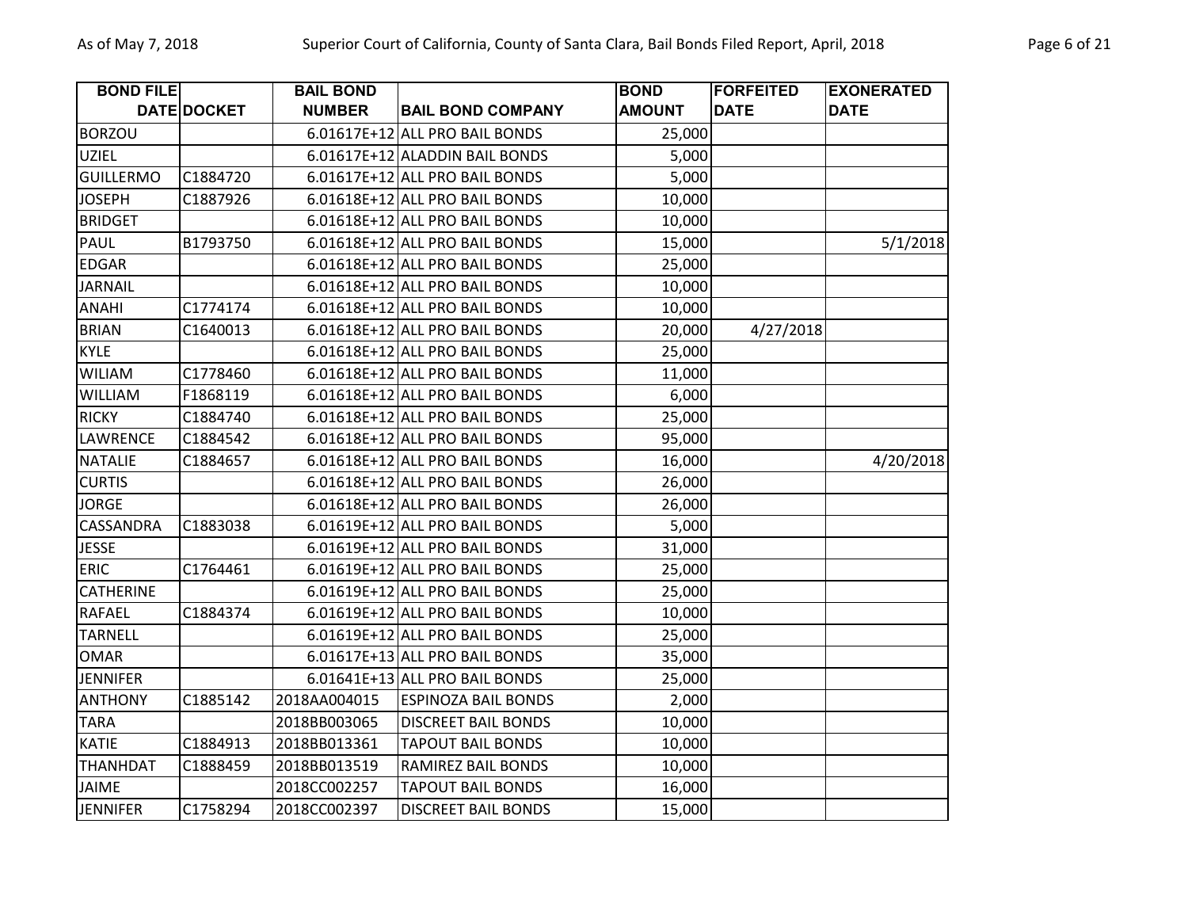| BOND FILE DATE | DOCKET | BAIL BOND NUMBER | BAIL BOND COMPANY | BOND AMOUNT | FORFEITED DATE | EXONERATED DATE |
|---|---|---|---|---|---|---|
| BORZOU | | 6.01617E+12 | ALL PRO BAIL BONDS | 25,000 | | |
| UZIEL | | 6.01617E+12 | ALADDIN BAIL BONDS | 5,000 | | |
| GUILLERMO | C1884720 | 6.01617E+12 | ALL PRO BAIL BONDS | 5,000 | | |
| JOSEPH | C1887926 | 6.01618E+12 | ALL PRO BAIL BONDS | 10,000 | | |
| BRIDGET | | 6.01618E+12 | ALL PRO BAIL BONDS | 10,000 | | |
| PAUL | B1793750 | 6.01618E+12 | ALL PRO BAIL BONDS | 15,000 | | 5/1/2018 |
| EDGAR | | 6.01618E+12 | ALL PRO BAIL BONDS | 25,000 | | |
| JARNAIL | | 6.01618E+12 | ALL PRO BAIL BONDS | 10,000 | | |
| ANAHI | C1774174 | 6.01618E+12 | ALL PRO BAIL BONDS | 10,000 | | |
| BRIAN | C1640013 | 6.01618E+12 | ALL PRO BAIL BONDS | 20,000 | 4/27/2018 | |
| KYLE | | 6.01618E+12 | ALL PRO BAIL BONDS | 25,000 | | |
| WILIAM | C1778460 | 6.01618E+12 | ALL PRO BAIL BONDS | 11,000 | | |
| WILLIAM | F1868119 | 6.01618E+12 | ALL PRO BAIL BONDS | 6,000 | | |
| RICKY | C1884740 | 6.01618E+12 | ALL PRO BAIL BONDS | 25,000 | | |
| LAWRENCE | C1884542 | 6.01618E+12 | ALL PRO BAIL BONDS | 95,000 | | |
| NATALIE | C1884657 | 6.01618E+12 | ALL PRO BAIL BONDS | 16,000 | | 4/20/2018 |
| CURTIS | | 6.01618E+12 | ALL PRO BAIL BONDS | 26,000 | | |
| JORGE | | 6.01618E+12 | ALL PRO BAIL BONDS | 26,000 | | |
| CASSANDRA | C1883038 | 6.01619E+12 | ALL PRO BAIL BONDS | 5,000 | | |
| JESSE | | 6.01619E+12 | ALL PRO BAIL BONDS | 31,000 | | |
| ERIC | C1764461 | 6.01619E+12 | ALL PRO BAIL BONDS | 25,000 | | |
| CATHERINE | | 6.01619E+12 | ALL PRO BAIL BONDS | 25,000 | | |
| RAFAEL | C1884374 | 6.01619E+12 | ALL PRO BAIL BONDS | 10,000 | | |
| TARNELL | | 6.01619E+12 | ALL PRO BAIL BONDS | 25,000 | | |
| OMAR | | 6.01617E+13 | ALL PRO BAIL BONDS | 35,000 | | |
| JENNIFER | | 6.01641E+13 | ALL PRO BAIL BONDS | 25,000 | | |
| ANTHONY | C1885142 | 2018AA004015 | ESPINOZA BAIL BONDS | 2,000 | | |
| TARA | | 2018BB003065 | DISCREET BAIL BONDS | 10,000 | | |
| KATIE | C1884913 | 2018BB013361 | TAPOUT BAIL BONDS | 10,000 | | |
| THANHDAT | C1888459 | 2018BB013519 | RAMIREZ BAIL BONDS | 10,000 | | |
| JAIME | | 2018CC002257 | TAPOUT BAIL BONDS | 16,000 | | |
| JENNIFER | C1758294 | 2018CC002397 | DISCREET BAIL BONDS | 15,000 | | |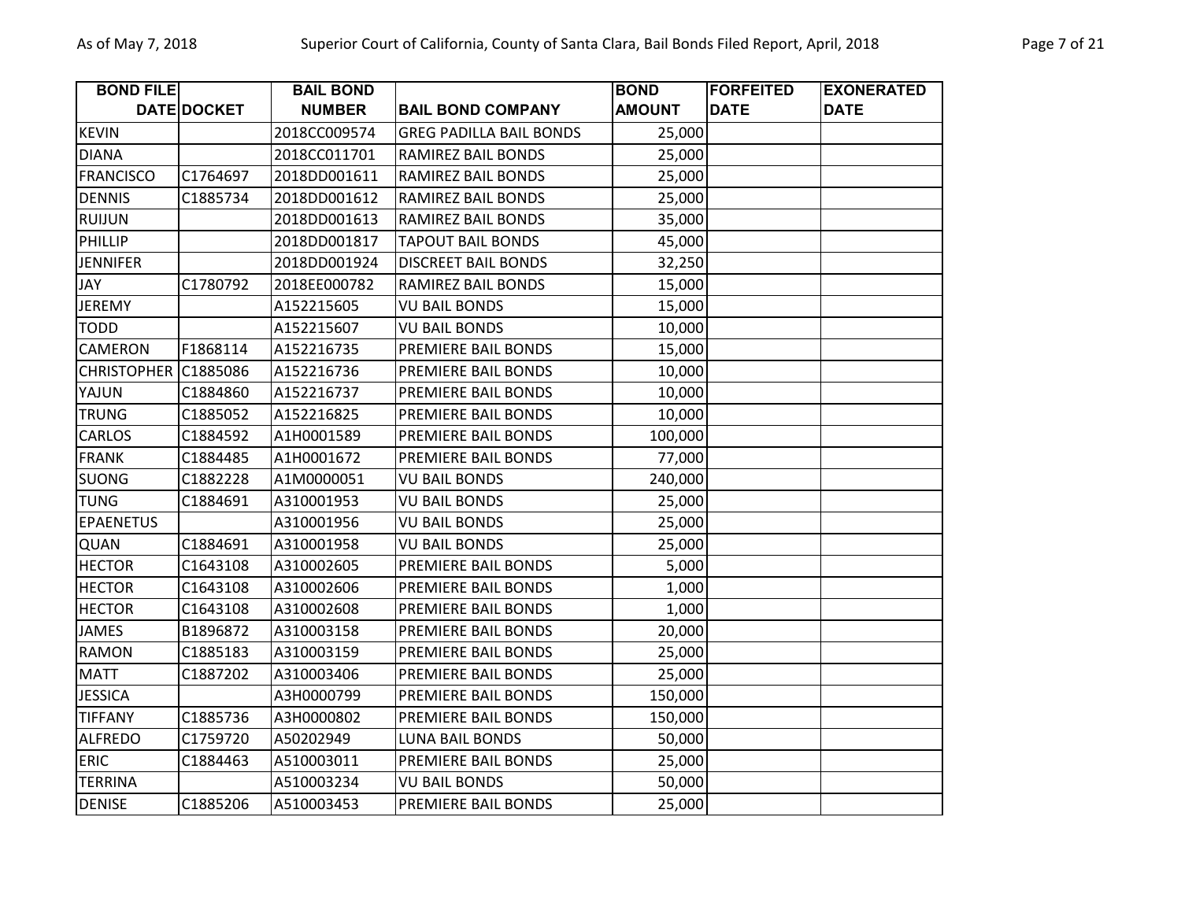| BOND FILE DATE | DOCKET | BAIL BOND NUMBER | BAIL BOND COMPANY | BOND AMOUNT | FORFEITED DATE | EXONERATED DATE |
|---|---|---|---|---|---|---|
| KEVIN | | 2018CC009574 | GREG PADILLA BAIL BONDS | 25,000 | | |
| DIANA | | 2018CC011701 | RAMIREZ BAIL BONDS | 25,000 | | |
| FRANCISCO | C1764697 | 2018DD001611 | RAMIREZ BAIL BONDS | 25,000 | | |
| DENNIS | C1885734 | 2018DD001612 | RAMIREZ BAIL BONDS | 25,000 | | |
| RUIJUN | | 2018DD001613 | RAMIREZ BAIL BONDS | 35,000 | | |
| PHILLIP | | 2018DD001817 | TAPOUT BAIL BONDS | 45,000 | | |
| JENNIFER | | 2018DD001924 | DISCREET BAIL BONDS | 32,250 | | |
| JAY | C1780792 | 2018EE000782 | RAMIREZ BAIL BONDS | 15,000 | | |
| JEREMY | | A152215605 | VU BAIL BONDS | 15,000 | | |
| TODD | | A152215607 | VU BAIL BONDS | 10,000 | | |
| CAMERON | F1868114 | A152216735 | PREMIERE BAIL BONDS | 15,000 | | |
| CHRISTOPHER | C1885086 | A152216736 | PREMIERE BAIL BONDS | 10,000 | | |
| YAJUN | C1884860 | A152216737 | PREMIERE BAIL BONDS | 10,000 | | |
| TRUNG | C1885052 | A152216825 | PREMIERE BAIL BONDS | 10,000 | | |
| CARLOS | C1884592 | A1H0001589 | PREMIERE BAIL BONDS | 100,000 | | |
| FRANK | C1884485 | A1H0001672 | PREMIERE BAIL BONDS | 77,000 | | |
| SUONG | C1882228 | A1M0000051 | VU BAIL BONDS | 240,000 | | |
| TUNG | C1884691 | A310001953 | VU BAIL BONDS | 25,000 | | |
| EPAENETUS | | A310001956 | VU BAIL BONDS | 25,000 | | |
| QUAN | C1884691 | A310001958 | VU BAIL BONDS | 25,000 | | |
| HECTOR | C1643108 | A310002605 | PREMIERE BAIL BONDS | 5,000 | | |
| HECTOR | C1643108 | A310002606 | PREMIERE BAIL BONDS | 1,000 | | |
| HECTOR | C1643108 | A310002608 | PREMIERE BAIL BONDS | 1,000 | | |
| JAMES | B1896872 | A310003158 | PREMIERE BAIL BONDS | 20,000 | | |
| RAMON | C1885183 | A310003159 | PREMIERE BAIL BONDS | 25,000 | | |
| MATT | C1887202 | A310003406 | PREMIERE BAIL BONDS | 25,000 | | |
| JESSICA | | A3H0000799 | PREMIERE BAIL BONDS | 150,000 | | |
| TIFFANY | C1885736 | A3H0000802 | PREMIERE BAIL BONDS | 150,000 | | |
| ALFREDO | C1759720 | A50202949 | LUNA BAIL BONDS | 50,000 | | |
| ERIC | C1884463 | A510003011 | PREMIERE BAIL BONDS | 25,000 | | |
| TERRINA | | A510003234 | VU BAIL BONDS | 50,000 | | |
| DENISE | C1885206 | A510003453 | PREMIERE BAIL BONDS | 25,000 | | |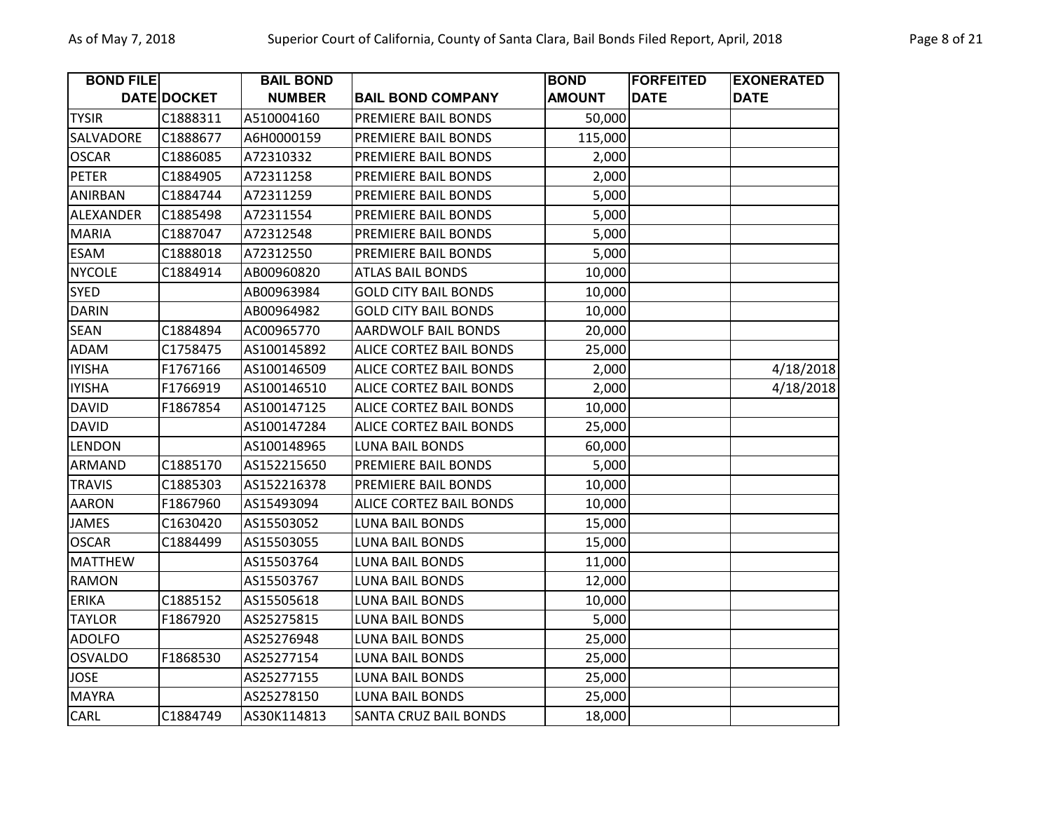| BOND FILE DATE | DOCKET | BAIL BOND NUMBER | BAIL BOND COMPANY | BOND AMOUNT | FORFEITED DATE | EXONERATED DATE |
|---|---|---|---|---|---|---|
| TYSIR | C1888311 | A510004160 | PREMIERE BAIL BONDS | 50,000 | | |
| SALVADORE | C1888677 | A6H0000159 | PREMIERE BAIL BONDS | 115,000 | | |
| OSCAR | C1886085 | A72310332 | PREMIERE BAIL BONDS | 2,000 | | |
| PETER | C1884905 | A72311258 | PREMIERE BAIL BONDS | 2,000 | | |
| ANIRBAN | C1884744 | A72311259 | PREMIERE BAIL BONDS | 5,000 | | |
| ALEXANDER | C1885498 | A72311554 | PREMIERE BAIL BONDS | 5,000 | | |
| MARIA | C1887047 | A72312548 | PREMIERE BAIL BONDS | 5,000 | | |
| ESAM | C1888018 | A72312550 | PREMIERE BAIL BONDS | 5,000 | | |
| NYCOLE | C1884914 | AB00960820 | ATLAS BAIL BONDS | 10,000 | | |
| SYED | | AB00963984 | GOLD CITY BAIL BONDS | 10,000 | | |
| DARIN | | AB00964982 | GOLD CITY BAIL BONDS | 10,000 | | |
| SEAN | C1884894 | AC00965770 | AARDWOLF BAIL BONDS | 20,000 | | |
| ADAM | C1758475 | AS100145892 | ALICE CORTEZ BAIL BONDS | 25,000 | | |
| IYISHA | F1767166 | AS100146509 | ALICE CORTEZ BAIL BONDS | 2,000 | | 4/18/2018 |
| IYISHA | F1766919 | AS100146510 | ALICE CORTEZ BAIL BONDS | 2,000 | | 4/18/2018 |
| DAVID | F1867854 | AS100147125 | ALICE CORTEZ BAIL BONDS | 10,000 | | |
| DAVID | | AS100147284 | ALICE CORTEZ BAIL BONDS | 25,000 | | |
| LENDON | | AS100148965 | LUNA BAIL BONDS | 60,000 | | |
| ARMAND | C1885170 | AS152215650 | PREMIERE BAIL BONDS | 5,000 | | |
| TRAVIS | C1885303 | AS152216378 | PREMIERE BAIL BONDS | 10,000 | | |
| AARON | F1867960 | AS15493094 | ALICE CORTEZ BAIL BONDS | 10,000 | | |
| JAMES | C1630420 | AS15503052 | LUNA BAIL BONDS | 15,000 | | |
| OSCAR | C1884499 | AS15503055 | LUNA BAIL BONDS | 15,000 | | |
| MATTHEW | | AS15503764 | LUNA BAIL BONDS | 11,000 | | |
| RAMON | | AS15503767 | LUNA BAIL BONDS | 12,000 | | |
| ERIKA | C1885152 | AS15505618 | LUNA BAIL BONDS | 10,000 | | |
| TAYLOR | F1867920 | AS25275815 | LUNA BAIL BONDS | 5,000 | | |
| ADOLFO | | AS25276948 | LUNA BAIL BONDS | 25,000 | | |
| OSVALDO | F1868530 | AS25277154 | LUNA BAIL BONDS | 25,000 | | |
| JOSE | | AS25277155 | LUNA BAIL BONDS | 25,000 | | |
| MAYRA | | AS25278150 | LUNA BAIL BONDS | 25,000 | | |
| CARL | C1884749 | AS30K114813 | SANTA CRUZ BAIL BONDS | 18,000 | | |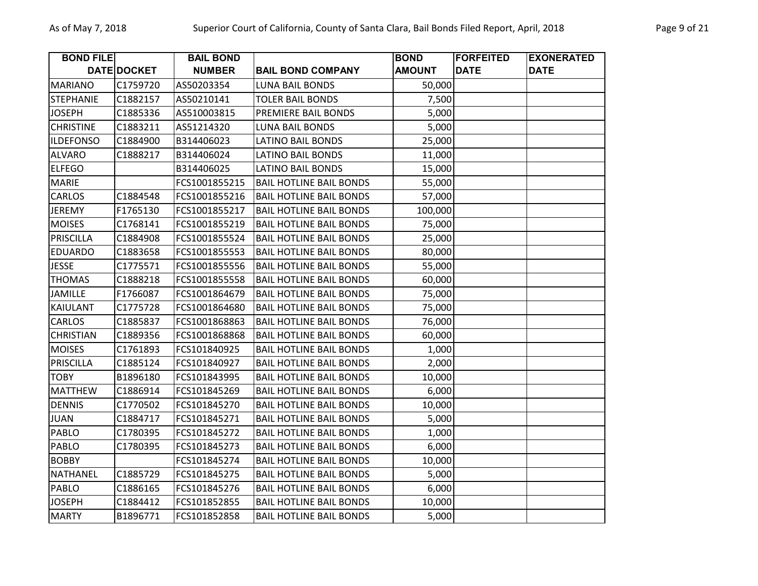| BOND FILE DATE | DOCKET | BAIL BOND NUMBER | BAIL BOND COMPANY | BOND AMOUNT | FORFEITED DATE | EXONERATED DATE |
|---|---|---|---|---|---|---|
| MARIANO | C1759720 | AS50203354 | LUNA BAIL BONDS | 50,000 | | |
| STEPHANIE | C1882157 | AS50210141 | TOLER BAIL BONDS | 7,500 | | |
| JOSEPH | C1885336 | AS510003815 | PREMIERE BAIL BONDS | 5,000 | | |
| CHRISTINE | C1883211 | AS51214320 | LUNA BAIL BONDS | 5,000 | | |
| ILDEFONSO | C1884900 | B314406023 | LATINO BAIL BONDS | 25,000 | | |
| ALVARO | C1888217 | B314406024 | LATINO BAIL BONDS | 11,000 | | |
| ELFEGO | | B314406025 | LATINO BAIL BONDS | 15,000 | | |
| MARIE | | FCS1001855215 | BAIL HOTLINE BAIL BONDS | 55,000 | | |
| CARLOS | C1884548 | FCS1001855216 | BAIL HOTLINE BAIL BONDS | 57,000 | | |
| JEREMY | F1765130 | FCS1001855217 | BAIL HOTLINE BAIL BONDS | 100,000 | | |
| MOISES | C1768141 | FCS1001855219 | BAIL HOTLINE BAIL BONDS | 75,000 | | |
| PRISCILLA | C1884908 | FCS1001855524 | BAIL HOTLINE BAIL BONDS | 25,000 | | |
| EDUARDO | C1883658 | FCS1001855553 | BAIL HOTLINE BAIL BONDS | 80,000 | | |
| JESSE | C1775571 | FCS1001855556 | BAIL HOTLINE BAIL BONDS | 55,000 | | |
| THOMAS | C1888218 | FCS1001855558 | BAIL HOTLINE BAIL BONDS | 60,000 | | |
| JAMILLE | F1766087 | FCS1001864679 | BAIL HOTLINE BAIL BONDS | 75,000 | | |
| KAIULANT | C1775728 | FCS1001864680 | BAIL HOTLINE BAIL BONDS | 75,000 | | |
| CARLOS | C1885837 | FCS1001868863 | BAIL HOTLINE BAIL BONDS | 76,000 | | |
| CHRISTIAN | C1889356 | FCS1001868868 | BAIL HOTLINE BAIL BONDS | 60,000 | | |
| MOISES | C1761893 | FCS101840925 | BAIL HOTLINE BAIL BONDS | 1,000 | | |
| PRISCILLA | C1885124 | FCS101840927 | BAIL HOTLINE BAIL BONDS | 2,000 | | |
| TOBY | B1896180 | FCS101843995 | BAIL HOTLINE BAIL BONDS | 10,000 | | |
| MATTHEW | C1886914 | FCS101845269 | BAIL HOTLINE BAIL BONDS | 6,000 | | |
| DENNIS | C1770502 | FCS101845270 | BAIL HOTLINE BAIL BONDS | 10,000 | | |
| JUAN | C1884717 | FCS101845271 | BAIL HOTLINE BAIL BONDS | 5,000 | | |
| PABLO | C1780395 | FCS101845272 | BAIL HOTLINE BAIL BONDS | 1,000 | | |
| PABLO | C1780395 | FCS101845273 | BAIL HOTLINE BAIL BONDS | 6,000 | | |
| BOBBY | | FCS101845274 | BAIL HOTLINE BAIL BONDS | 10,000 | | |
| NATHANEL | C1885729 | FCS101845275 | BAIL HOTLINE BAIL BONDS | 5,000 | | |
| PABLO | C1886165 | FCS101845276 | BAIL HOTLINE BAIL BONDS | 6,000 | | |
| JOSEPH | C1884412 | FCS101852855 | BAIL HOTLINE BAIL BONDS | 10,000 | | |
| MARTY | B1896771 | FCS101852858 | BAIL HOTLINE BAIL BONDS | 5,000 | | |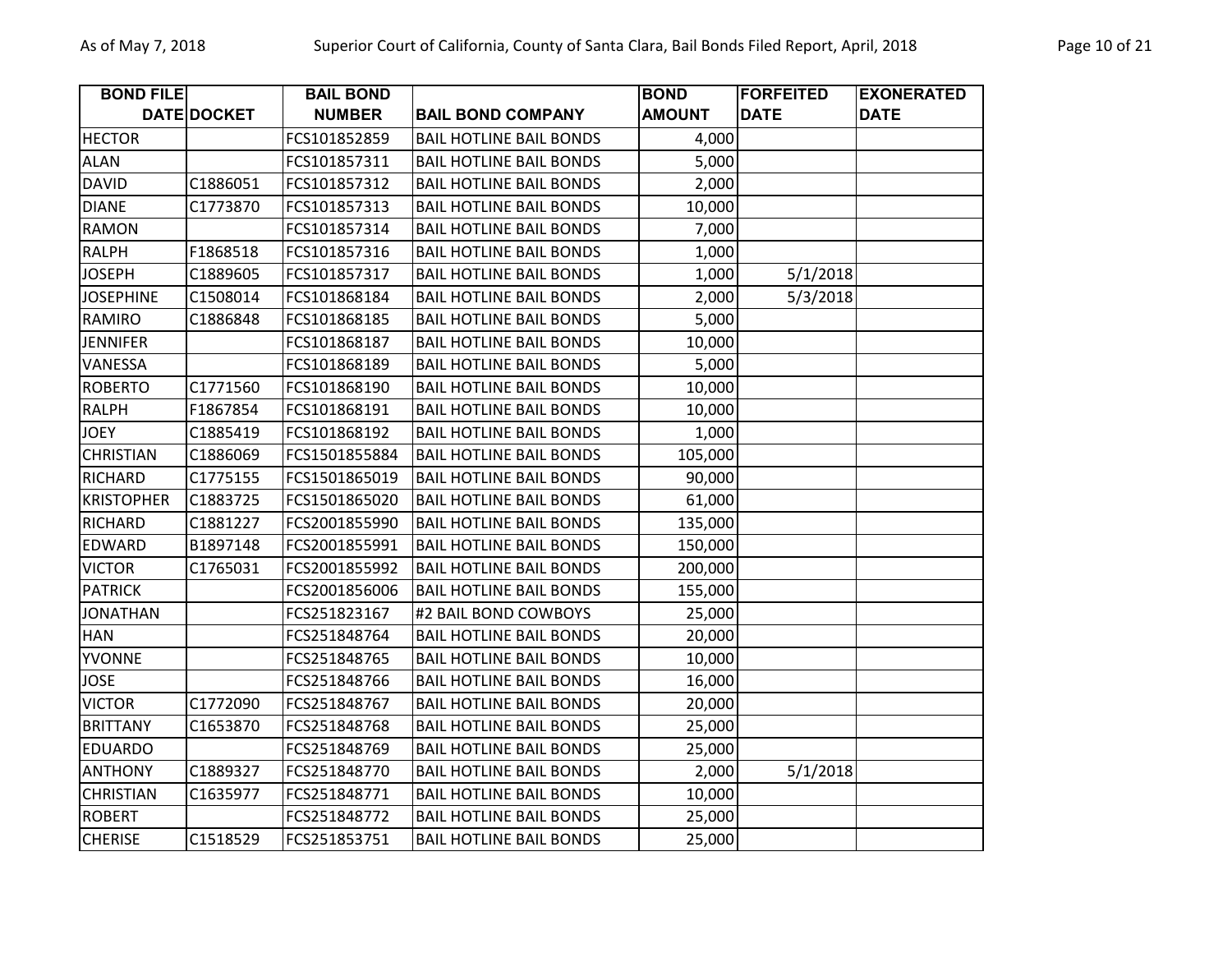| BOND FILE DATE | DOCKET | BAIL BOND NUMBER | BAIL BOND COMPANY | BOND AMOUNT | FORFEITED DATE | EXONERATED DATE |
|---|---|---|---|---|---|---|
| HECTOR | | FCS101852859 | BAIL HOTLINE BAIL BONDS | 4,000 | | |
| ALAN | | FCS101857311 | BAIL HOTLINE BAIL BONDS | 5,000 | | |
| DAVID | C1886051 | FCS101857312 | BAIL HOTLINE BAIL BONDS | 2,000 | | |
| DIANE | C1773870 | FCS101857313 | BAIL HOTLINE BAIL BONDS | 10,000 | | |
| RAMON | | FCS101857314 | BAIL HOTLINE BAIL BONDS | 7,000 | | |
| RALPH | F1868518 | FCS101857316 | BAIL HOTLINE BAIL BONDS | 1,000 | | |
| JOSEPH | C1889605 | FCS101857317 | BAIL HOTLINE BAIL BONDS | 1,000 | 5/1/2018 | |
| JOSEPHINE | C1508014 | FCS101868184 | BAIL HOTLINE BAIL BONDS | 2,000 | 5/3/2018 | |
| RAMIRO | C1886848 | FCS101868185 | BAIL HOTLINE BAIL BONDS | 5,000 | | |
| JENNIFER | | FCS101868187 | BAIL HOTLINE BAIL BONDS | 10,000 | | |
| VANESSA | | FCS101868189 | BAIL HOTLINE BAIL BONDS | 5,000 | | |
| ROBERTO | C1771560 | FCS101868190 | BAIL HOTLINE BAIL BONDS | 10,000 | | |
| RALPH | F1867854 | FCS101868191 | BAIL HOTLINE BAIL BONDS | 10,000 | | |
| JOEY | C1885419 | FCS101868192 | BAIL HOTLINE BAIL BONDS | 1,000 | | |
| CHRISTIAN | C1886069 | FCS1501855884 | BAIL HOTLINE BAIL BONDS | 105,000 | | |
| RICHARD | C1775155 | FCS1501865019 | BAIL HOTLINE BAIL BONDS | 90,000 | | |
| KRISTOPHER | C1883725 | FCS1501865020 | BAIL HOTLINE BAIL BONDS | 61,000 | | |
| RICHARD | C1881227 | FCS2001855990 | BAIL HOTLINE BAIL BONDS | 135,000 | | |
| EDWARD | B1897148 | FCS2001855991 | BAIL HOTLINE BAIL BONDS | 150,000 | | |
| VICTOR | C1765031 | FCS2001855992 | BAIL HOTLINE BAIL BONDS | 200,000 | | |
| PATRICK | | FCS2001856006 | BAIL HOTLINE BAIL BONDS | 155,000 | | |
| JONATHAN | | FCS251823167 | #2 BAIL BOND COWBOYS | 25,000 | | |
| HAN | | FCS251848764 | BAIL HOTLINE BAIL BONDS | 20,000 | | |
| YVONNE | | FCS251848765 | BAIL HOTLINE BAIL BONDS | 10,000 | | |
| JOSE | | FCS251848766 | BAIL HOTLINE BAIL BONDS | 16,000 | | |
| VICTOR | C1772090 | FCS251848767 | BAIL HOTLINE BAIL BONDS | 20,000 | | |
| BRITTANY | C1653870 | FCS251848768 | BAIL HOTLINE BAIL BONDS | 25,000 | | |
| EDUARDO | | FCS251848769 | BAIL HOTLINE BAIL BONDS | 25,000 | | |
| ANTHONY | C1889327 | FCS251848770 | BAIL HOTLINE BAIL BONDS | 2,000 | 5/1/2018 | |
| CHRISTIAN | C1635977 | FCS251848771 | BAIL HOTLINE BAIL BONDS | 10,000 | | |
| ROBERT | | FCS251848772 | BAIL HOTLINE BAIL BONDS | 25,000 | | |
| CHERISE | C1518529 | FCS251853751 | BAIL HOTLINE BAIL BONDS | 25,000 | | |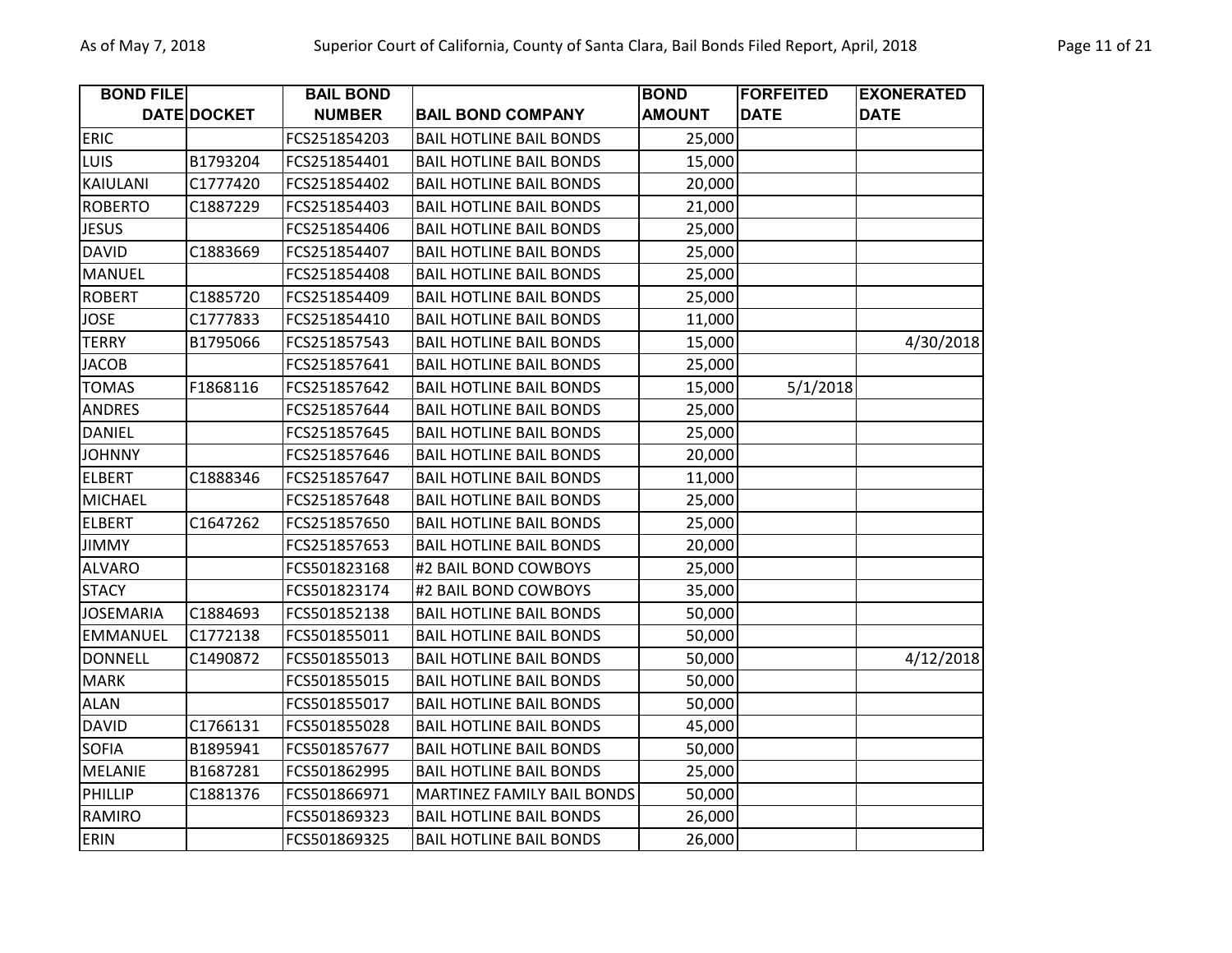| BOND FILE DATE | DOCKET | BAIL BOND NUMBER | BAIL BOND COMPANY | BOND AMOUNT | FORFEITED DATE | EXONERATED DATE |
|---|---|---|---|---|---|---|
| ERIC | | FCS251854203 | BAIL HOTLINE BAIL BONDS | 25,000 | | |
| LUIS | B1793204 | FCS251854401 | BAIL HOTLINE BAIL BONDS | 15,000 | | |
| KAIULANI | C1777420 | FCS251854402 | BAIL HOTLINE BAIL BONDS | 20,000 | | |
| ROBERTO | C1887229 | FCS251854403 | BAIL HOTLINE BAIL BONDS | 21,000 | | |
| JESUS | | FCS251854406 | BAIL HOTLINE BAIL BONDS | 25,000 | | |
| DAVID | C1883669 | FCS251854407 | BAIL HOTLINE BAIL BONDS | 25,000 | | |
| MANUEL | | FCS251854408 | BAIL HOTLINE BAIL BONDS | 25,000 | | |
| ROBERT | C1885720 | FCS251854409 | BAIL HOTLINE BAIL BONDS | 25,000 | | |
| JOSE | C1777833 | FCS251854410 | BAIL HOTLINE BAIL BONDS | 11,000 | | |
| TERRY | B1795066 | FCS251857543 | BAIL HOTLINE BAIL BONDS | 15,000 | | 4/30/2018 |
| JACOB | | FCS251857641 | BAIL HOTLINE BAIL BONDS | 25,000 | | |
| TOMAS | F1868116 | FCS251857642 | BAIL HOTLINE BAIL BONDS | 15,000 | 5/1/2018 | |
| ANDRES | | FCS251857644 | BAIL HOTLINE BAIL BONDS | 25,000 | | |
| DANIEL | | FCS251857645 | BAIL HOTLINE BAIL BONDS | 25,000 | | |
| JOHNNY | | FCS251857646 | BAIL HOTLINE BAIL BONDS | 20,000 | | |
| ELBERT | C1888346 | FCS251857647 | BAIL HOTLINE BAIL BONDS | 11,000 | | |
| MICHAEL | | FCS251857648 | BAIL HOTLINE BAIL BONDS | 25,000 | | |
| ELBERT | C1647262 | FCS251857650 | BAIL HOTLINE BAIL BONDS | 25,000 | | |
| JIMMY | | FCS251857653 | BAIL HOTLINE BAIL BONDS | 20,000 | | |
| ALVARO | | FCS501823168 | #2 BAIL BOND COWBOYS | 25,000 | | |
| STACY | | FCS501823174 | #2 BAIL BOND COWBOYS | 35,000 | | |
| JOSEMARIA | C1884693 | FCS501852138 | BAIL HOTLINE BAIL BONDS | 50,000 | | |
| EMMANUEL | C1772138 | FCS501855011 | BAIL HOTLINE BAIL BONDS | 50,000 | | |
| DONNELL | C1490872 | FCS501855013 | BAIL HOTLINE BAIL BONDS | 50,000 | | 4/12/2018 |
| MARK | | FCS501855015 | BAIL HOTLINE BAIL BONDS | 50,000 | | |
| ALAN | | FCS501855017 | BAIL HOTLINE BAIL BONDS | 50,000 | | |
| DAVID | C1766131 | FCS501855028 | BAIL HOTLINE BAIL BONDS | 45,000 | | |
| SOFIA | B1895941 | FCS501857677 | BAIL HOTLINE BAIL BONDS | 50,000 | | |
| MELANIE | B1687281 | FCS501862995 | BAIL HOTLINE BAIL BONDS | 25,000 | | |
| PHILLIP | C1881376 | FCS501866971 | MARTINEZ FAMILY BAIL BONDS | 50,000 | | |
| RAMIRO | | FCS501869323 | BAIL HOTLINE BAIL BONDS | 26,000 | | |
| ERIN | | FCS501869325 | BAIL HOTLINE BAIL BONDS | 26,000 | | |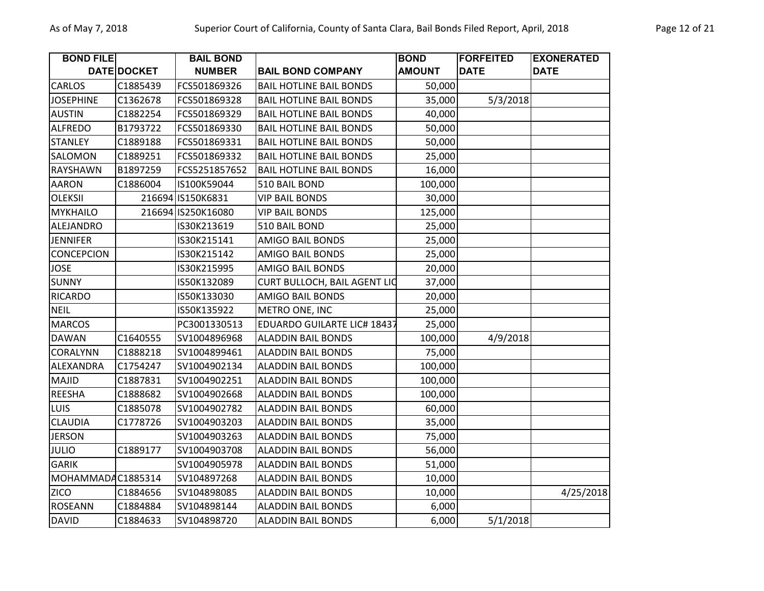| BOND FILE DATE | DOCKET | BAIL BOND NUMBER | BAIL BOND COMPANY | BOND AMOUNT | FORFEITED DATE | EXONERATED DATE |
|---|---|---|---|---|---|---|
| CARLOS | C1885439 | FCS501869326 | BAIL HOTLINE BAIL BONDS | 50,000 | | |
| JOSEPHINE | C1362678 | FCS501869328 | BAIL HOTLINE BAIL BONDS | 35,000 | 5/3/2018 | |
| AUSTIN | C1882254 | FCS501869329 | BAIL HOTLINE BAIL BONDS | 40,000 | | |
| ALFREDO | B1793722 | FCS501869330 | BAIL HOTLINE BAIL BONDS | 50,000 | | |
| STANLEY | C1889188 | FCS501869331 | BAIL HOTLINE BAIL BONDS | 50,000 | | |
| SALOMON | C1889251 | FCS501869332 | BAIL HOTLINE BAIL BONDS | 25,000 | | |
| RAYSHAWN | B1897259 | FCS5251857652 | BAIL HOTLINE BAIL BONDS | 16,000 | | |
| AARON | C1886004 | IS100K59044 | 510 BAIL BOND | 100,000 | | |
| OLEKSII | 216694 | IS150K6831 | VIP BAIL BONDS | 30,000 | | |
| MYKHAILO | 216694 | IS250K16080 | VIP BAIL BONDS | 125,000 | | |
| ALEJANDRO | | IS30K213619 | 510 BAIL BOND | 25,000 | | |
| JENNIFER | | IS30K215141 | AMIGO BAIL BONDS | 25,000 | | |
| CONCEPCION | | IS30K215142 | AMIGO BAIL BONDS | 25,000 | | |
| JOSE | | IS30K215995 | AMIGO BAIL BONDS | 20,000 | | |
| SUNNY | | IS50K132089 | CURT BULLOCH, BAIL AGENT LIC | 37,000 | | |
| RICARDO | | IS50K133030 | AMIGO BAIL BONDS | 20,000 | | |
| NEIL | | IS50K135922 | METRO ONE, INC | 25,000 | | |
| MARCOS | | PC3001330513 | EDUARDO GUILARTE LIC# 18437 | 25,000 | | |
| DAWAN | C1640555 | SV1004896968 | ALADDIN BAIL BONDS | 100,000 | 4/9/2018 | |
| CORALYNN | C1888218 | SV1004899461 | ALADDIN BAIL BONDS | 75,000 | | |
| ALEXANDRA | C1754247 | SV1004902134 | ALADDIN BAIL BONDS | 100,000 | | |
| MAJID | C1887831 | SV1004902251 | ALADDIN BAIL BONDS | 100,000 | | |
| REESHA | C1888682 | SV1004902668 | ALADDIN BAIL BONDS | 100,000 | | |
| LUIS | C1885078 | SV1004902782 | ALADDIN BAIL BONDS | 60,000 | | |
| CLAUDIA | C1778726 | SV1004903203 | ALADDIN BAIL BONDS | 35,000 | | |
| JERSON | | SV1004903263 | ALADDIN BAIL BONDS | 75,000 | | |
| JULIO | C1889177 | SV1004903708 | ALADDIN BAIL BONDS | 56,000 | | |
| GARIK | | SV1004905978 | ALADDIN BAIL BONDS | 51,000 | | |
| MOHAMMADA | C1885314 | SV104897268 | ALADDIN BAIL BONDS | 10,000 | | |
| ZICO | C1884656 | SV104898085 | ALADDIN BAIL BONDS | 10,000 | | 4/25/2018 |
| ROSEANN | C1884884 | SV104898144 | ALADDIN BAIL BONDS | 6,000 | | |
| DAVID | C1884633 | SV104898720 | ALADDIN BAIL BONDS | 6,000 | 5/1/2018 | |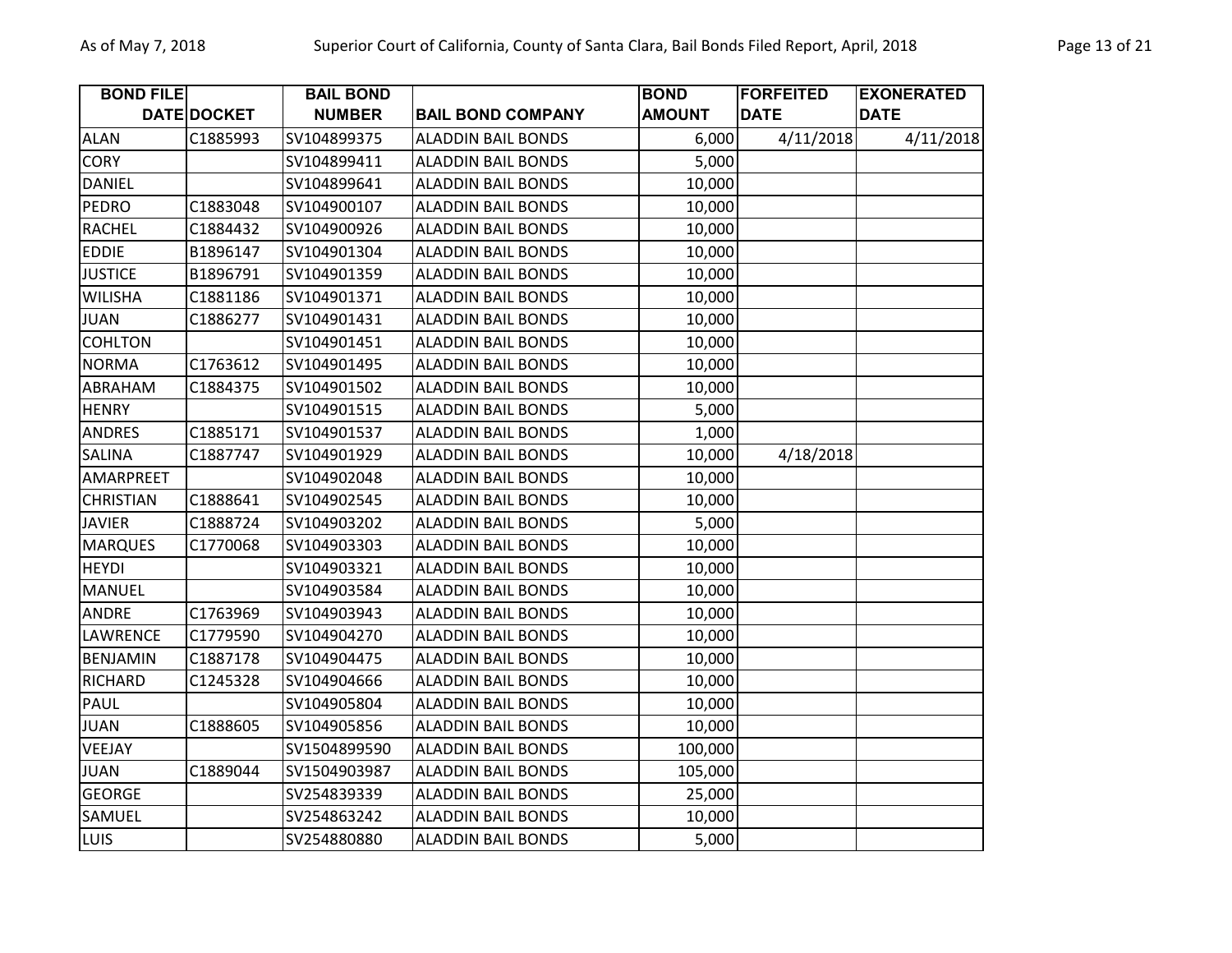| BOND FILE DATE | DOCKET | BAIL BOND NUMBER | BAIL BOND COMPANY | BOND AMOUNT | FORFEITED DATE | EXONERATED DATE |
|---|---|---|---|---|---|---|
| ALAN | C1885993 | SV104899375 | ALADDIN BAIL BONDS | 6,000 | 4/11/2018 | 4/11/2018 |
| CORY | | SV104899411 | ALADDIN BAIL BONDS | 5,000 | | |
| DANIEL | | SV104899641 | ALADDIN BAIL BONDS | 10,000 | | |
| PEDRO | C1883048 | SV104900107 | ALADDIN BAIL BONDS | 10,000 | | |
| RACHEL | C1884432 | SV104900926 | ALADDIN BAIL BONDS | 10,000 | | |
| EDDIE | B1896147 | SV104901304 | ALADDIN BAIL BONDS | 10,000 | | |
| JUSTICE | B1896791 | SV104901359 | ALADDIN BAIL BONDS | 10,000 | | |
| WILISHA | C1881186 | SV104901371 | ALADDIN BAIL BONDS | 10,000 | | |
| JUAN | C1886277 | SV104901431 | ALADDIN BAIL BONDS | 10,000 | | |
| COHLTON | | SV104901451 | ALADDIN BAIL BONDS | 10,000 | | |
| NORMA | C1763612 | SV104901495 | ALADDIN BAIL BONDS | 10,000 | | |
| ABRAHAM | C1884375 | SV104901502 | ALADDIN BAIL BONDS | 10,000 | | |
| HENRY | | SV104901515 | ALADDIN BAIL BONDS | 5,000 | | |
| ANDRES | C1885171 | SV104901537 | ALADDIN BAIL BONDS | 1,000 | | |
| SALINA | C1887747 | SV104901929 | ALADDIN BAIL BONDS | 10,000 | 4/18/2018 | |
| AMARPREET | | SV104902048 | ALADDIN BAIL BONDS | 10,000 | | |
| CHRISTIAN | C1888641 | SV104902545 | ALADDIN BAIL BONDS | 10,000 | | |
| JAVIER | C1888724 | SV104903202 | ALADDIN BAIL BONDS | 5,000 | | |
| MARQUES | C1770068 | SV104903303 | ALADDIN BAIL BONDS | 10,000 | | |
| HEYDI | | SV104903321 | ALADDIN BAIL BONDS | 10,000 | | |
| MANUEL | | SV104903584 | ALADDIN BAIL BONDS | 10,000 | | |
| ANDRE | C1763969 | SV104903943 | ALADDIN BAIL BONDS | 10,000 | | |
| LAWRENCE | C1779590 | SV104904270 | ALADDIN BAIL BONDS | 10,000 | | |
| BENJAMIN | C1887178 | SV104904475 | ALADDIN BAIL BONDS | 10,000 | | |
| RICHARD | C1245328 | SV104904666 | ALADDIN BAIL BONDS | 10,000 | | |
| PAUL | | SV104905804 | ALADDIN BAIL BONDS | 10,000 | | |
| JUAN | C1888605 | SV104905856 | ALADDIN BAIL BONDS | 10,000 | | |
| VEEJAY | | SV1504899590 | ALADDIN BAIL BONDS | 100,000 | | |
| JUAN | C1889044 | SV1504903987 | ALADDIN BAIL BONDS | 105,000 | | |
| GEORGE | | SV254839339 | ALADDIN BAIL BONDS | 25,000 | | |
| SAMUEL | | SV254863242 | ALADDIN BAIL BONDS | 10,000 | | |
| LUIS | | SV254880880 | ALADDIN BAIL BONDS | 5,000 | | |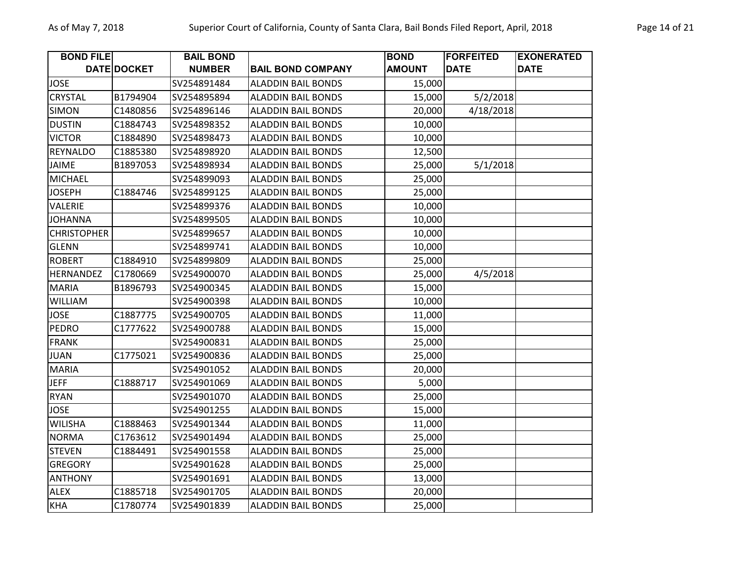| BOND FILE DATE | DOCKET | BAIL BOND NUMBER | BAIL BOND COMPANY | BOND AMOUNT | FORFEITED DATE | EXONERATED DATE |
|---|---|---|---|---|---|---|
| JOSE | | SV254891484 | ALADDIN BAIL BONDS | 15,000 | | |
| CRYSTAL | B1794904 | SV254895894 | ALADDIN BAIL BONDS | 15,000 | 5/2/2018 | |
| SIMON | C1480856 | SV254896146 | ALADDIN BAIL BONDS | 20,000 | 4/18/2018 | |
| DUSTIN | C1884743 | SV254898352 | ALADDIN BAIL BONDS | 10,000 | | |
| VICTOR | C1884890 | SV254898473 | ALADDIN BAIL BONDS | 10,000 | | |
| REYNALDO | C1885380 | SV254898920 | ALADDIN BAIL BONDS | 12,500 | | |
| JAIME | B1897053 | SV254898934 | ALADDIN BAIL BONDS | 25,000 | 5/1/2018 | |
| MICHAEL | | SV254899093 | ALADDIN BAIL BONDS | 25,000 | | |
| JOSEPH | C1884746 | SV254899125 | ALADDIN BAIL BONDS | 25,000 | | |
| VALERIE | | SV254899376 | ALADDIN BAIL BONDS | 10,000 | | |
| JOHANNA | | SV254899505 | ALADDIN BAIL BONDS | 10,000 | | |
| CHRISTOPHER | | SV254899657 | ALADDIN BAIL BONDS | 10,000 | | |
| GLENN | | SV254899741 | ALADDIN BAIL BONDS | 10,000 | | |
| ROBERT | C1884910 | SV254899809 | ALADDIN BAIL BONDS | 25,000 | | |
| HERNANDEZ | C1780669 | SV254900070 | ALADDIN BAIL BONDS | 25,000 | 4/5/2018 | |
| MARIA | B1896793 | SV254900345 | ALADDIN BAIL BONDS | 15,000 | | |
| WILLIAM | | SV254900398 | ALADDIN BAIL BONDS | 10,000 | | |
| JOSE | C1887775 | SV254900705 | ALADDIN BAIL BONDS | 11,000 | | |
| PEDRO | C1777622 | SV254900788 | ALADDIN BAIL BONDS | 15,000 | | |
| FRANK | | SV254900831 | ALADDIN BAIL BONDS | 25,000 | | |
| JUAN | C1775021 | SV254900836 | ALADDIN BAIL BONDS | 25,000 | | |
| MARIA | | SV254901052 | ALADDIN BAIL BONDS | 20,000 | | |
| JEFF | C1888717 | SV254901069 | ALADDIN BAIL BONDS | 5,000 | | |
| RYAN | | SV254901070 | ALADDIN BAIL BONDS | 25,000 | | |
| JOSE | | SV254901255 | ALADDIN BAIL BONDS | 15,000 | | |
| WILISHA | C1888463 | SV254901344 | ALADDIN BAIL BONDS | 11,000 | | |
| NORMA | C1763612 | SV254901494 | ALADDIN BAIL BONDS | 25,000 | | |
| STEVEN | C1884491 | SV254901558 | ALADDIN BAIL BONDS | 25,000 | | |
| GREGORY | | SV254901628 | ALADDIN BAIL BONDS | 25,000 | | |
| ANTHONY | | SV254901691 | ALADDIN BAIL BONDS | 13,000 | | |
| ALEX | C1885718 | SV254901705 | ALADDIN BAIL BONDS | 20,000 | | |
| KHA | C1780774 | SV254901839 | ALADDIN BAIL BONDS | 25,000 | | |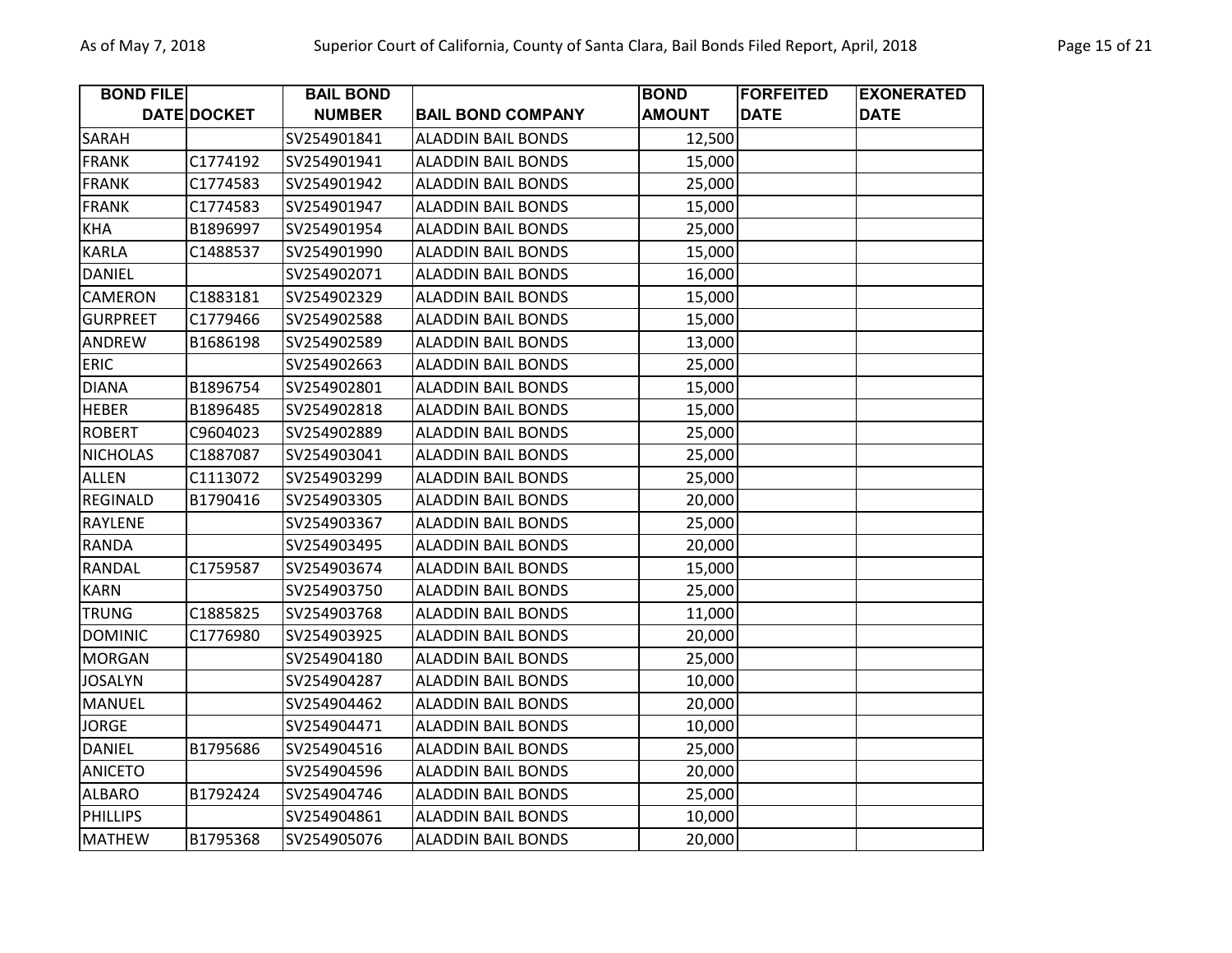| BOND FILE DATE | DOCKET | BAIL BOND NUMBER | BAIL BOND COMPANY | BOND AMOUNT | FORFEITED DATE | EXONERATED DATE |
|---|---|---|---|---|---|---|
| SARAH | | SV254901841 | ALADDIN BAIL BONDS | 12,500 | | |
| FRANK | C1774192 | SV254901941 | ALADDIN BAIL BONDS | 15,000 | | |
| FRANK | C1774583 | SV254901942 | ALADDIN BAIL BONDS | 25,000 | | |
| FRANK | C1774583 | SV254901947 | ALADDIN BAIL BONDS | 15,000 | | |
| KHA | B1896997 | SV254901954 | ALADDIN BAIL BONDS | 25,000 | | |
| KARLA | C1488537 | SV254901990 | ALADDIN BAIL BONDS | 15,000 | | |
| DANIEL | | SV254902071 | ALADDIN BAIL BONDS | 16,000 | | |
| CAMERON | C1883181 | SV254902329 | ALADDIN BAIL BONDS | 15,000 | | |
| GURPREET | C1779466 | SV254902588 | ALADDIN BAIL BONDS | 15,000 | | |
| ANDREW | B1686198 | SV254902589 | ALADDIN BAIL BONDS | 13,000 | | |
| ERIC | | SV254902663 | ALADDIN BAIL BONDS | 25,000 | | |
| DIANA | B1896754 | SV254902801 | ALADDIN BAIL BONDS | 15,000 | | |
| HEBER | B1896485 | SV254902818 | ALADDIN BAIL BONDS | 15,000 | | |
| ROBERT | C9604023 | SV254902889 | ALADDIN BAIL BONDS | 25,000 | | |
| NICHOLAS | C1887087 | SV254903041 | ALADDIN BAIL BONDS | 25,000 | | |
| ALLEN | C1113072 | SV254903299 | ALADDIN BAIL BONDS | 25,000 | | |
| REGINALD | B1790416 | SV254903305 | ALADDIN BAIL BONDS | 20,000 | | |
| RAYLENE | | SV254903367 | ALADDIN BAIL BONDS | 25,000 | | |
| RANDA | | SV254903495 | ALADDIN BAIL BONDS | 20,000 | | |
| RANDAL | C1759587 | SV254903674 | ALADDIN BAIL BONDS | 15,000 | | |
| KARN | | SV254903750 | ALADDIN BAIL BONDS | 25,000 | | |
| TRUNG | C1885825 | SV254903768 | ALADDIN BAIL BONDS | 11,000 | | |
| DOMINIC | C1776980 | SV254903925 | ALADDIN BAIL BONDS | 20,000 | | |
| MORGAN | | SV254904180 | ALADDIN BAIL BONDS | 25,000 | | |
| JOSALYN | | SV254904287 | ALADDIN BAIL BONDS | 10,000 | | |
| MANUEL | | SV254904462 | ALADDIN BAIL BONDS | 20,000 | | |
| JORGE | | SV254904471 | ALADDIN BAIL BONDS | 10,000 | | |
| DANIEL | B1795686 | SV254904516 | ALADDIN BAIL BONDS | 25,000 | | |
| ANICETO | | SV254904596 | ALADDIN BAIL BONDS | 20,000 | | |
| ALBARO | B1792424 | SV254904746 | ALADDIN BAIL BONDS | 25,000 | | |
| PHILLIPS | | SV254904861 | ALADDIN BAIL BONDS | 10,000 | | |
| MATHEW | B1795368 | SV254905076 | ALADDIN BAIL BONDS | 20,000 | | |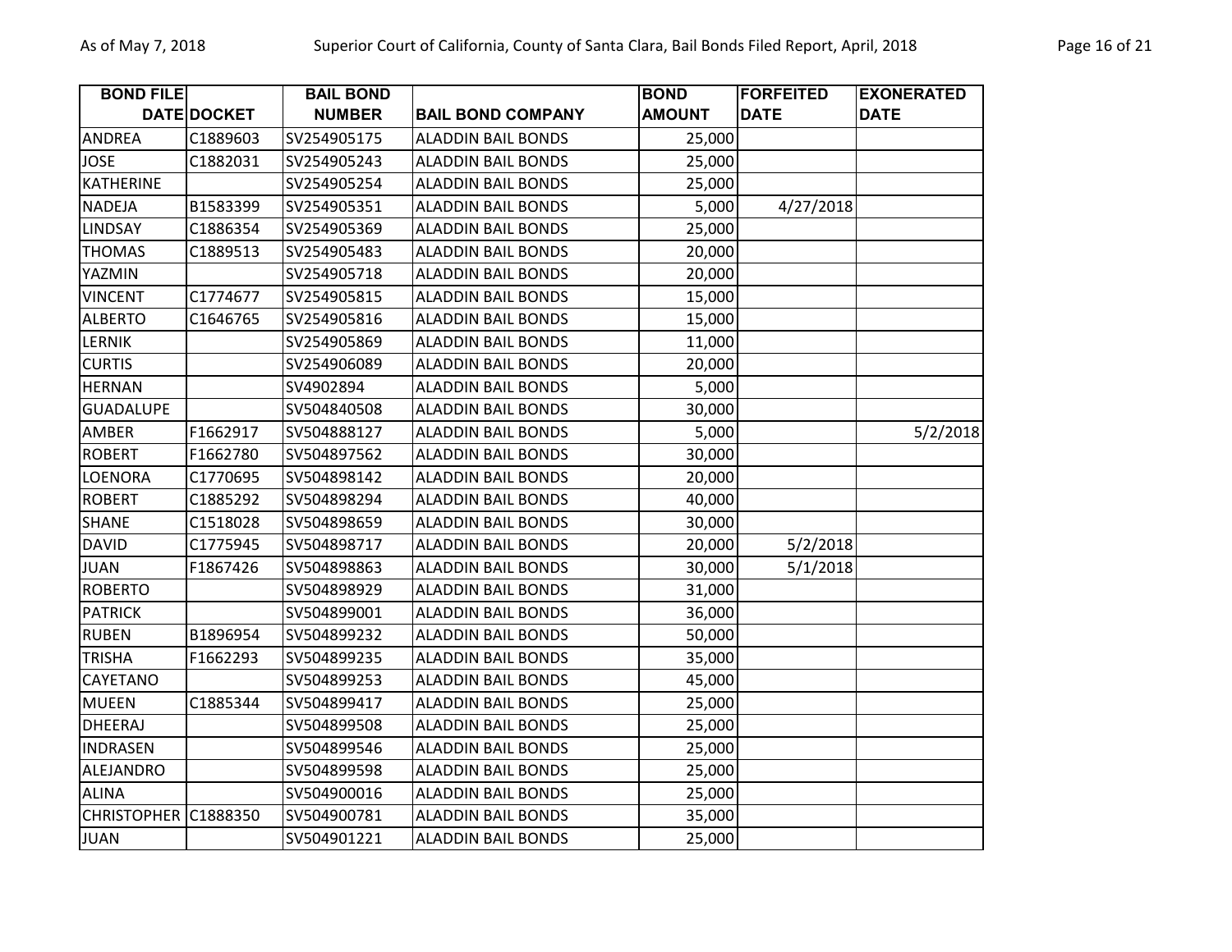| BOND FILE DATE | DOCKET | BAIL BOND NUMBER | BAIL BOND COMPANY | BOND AMOUNT | FORFEITED DATE | EXONERATED DATE |
|---|---|---|---|---|---|---|
| ANDREA | C1889603 | SV254905175 | ALADDIN BAIL BONDS | 25,000 | | |
| JOSE | C1882031 | SV254905243 | ALADDIN BAIL BONDS | 25,000 | | |
| KATHERINE | | SV254905254 | ALADDIN BAIL BONDS | 25,000 | | |
| NADEJA | B1583399 | SV254905351 | ALADDIN BAIL BONDS | 5,000 | 4/27/2018 | |
| LINDSAY | C1886354 | SV254905369 | ALADDIN BAIL BONDS | 25,000 | | |
| THOMAS | C1889513 | SV254905483 | ALADDIN BAIL BONDS | 20,000 | | |
| YAZMIN | | SV254905718 | ALADDIN BAIL BONDS | 20,000 | | |
| VINCENT | C1774677 | SV254905815 | ALADDIN BAIL BONDS | 15,000 | | |
| ALBERTO | C1646765 | SV254905816 | ALADDIN BAIL BONDS | 15,000 | | |
| LERNIK | | SV254905869 | ALADDIN BAIL BONDS | 11,000 | | |
| CURTIS | | SV254906089 | ALADDIN BAIL BONDS | 20,000 | | |
| HERNAN | | SV4902894 | ALADDIN BAIL BONDS | 5,000 | | |
| GUADALUPE | | SV504840508 | ALADDIN BAIL BONDS | 30,000 | | |
| AMBER | F1662917 | SV504888127 | ALADDIN BAIL BONDS | 5,000 | | 5/2/2018 |
| ROBERT | F1662780 | SV504897562 | ALADDIN BAIL BONDS | 30,000 | | |
| LOENORA | C1770695 | SV504898142 | ALADDIN BAIL BONDS | 20,000 | | |
| ROBERT | C1885292 | SV504898294 | ALADDIN BAIL BONDS | 40,000 | | |
| SHANE | C1518028 | SV504898659 | ALADDIN BAIL BONDS | 30,000 | | |
| DAVID | C1775945 | SV504898717 | ALADDIN BAIL BONDS | 20,000 | 5/2/2018 | |
| JUAN | F1867426 | SV504898863 | ALADDIN BAIL BONDS | 30,000 | 5/1/2018 | |
| ROBERTO | | SV504898929 | ALADDIN BAIL BONDS | 31,000 | | |
| PATRICK | | SV504899001 | ALADDIN BAIL BONDS | 36,000 | | |
| RUBEN | B1896954 | SV504899232 | ALADDIN BAIL BONDS | 50,000 | | |
| TRISHA | F1662293 | SV504899235 | ALADDIN BAIL BONDS | 35,000 | | |
| CAYETANO | | SV504899253 | ALADDIN BAIL BONDS | 45,000 | | |
| MUEEN | C1885344 | SV504899417 | ALADDIN BAIL BONDS | 25,000 | | |
| DHEERAJ | | SV504899508 | ALADDIN BAIL BONDS | 25,000 | | |
| INDRASEN | | SV504899546 | ALADDIN BAIL BONDS | 25,000 | | |
| ALEJANDRO | | SV504899598 | ALADDIN BAIL BONDS | 25,000 | | |
| ALINA | | SV504900016 | ALADDIN BAIL BONDS | 25,000 | | |
| CHRISTOPHER | C1888350 | SV504900781 | ALADDIN BAIL BONDS | 35,000 | | |
| JUAN | | SV504901221 | ALADDIN BAIL BONDS | 25,000 | | |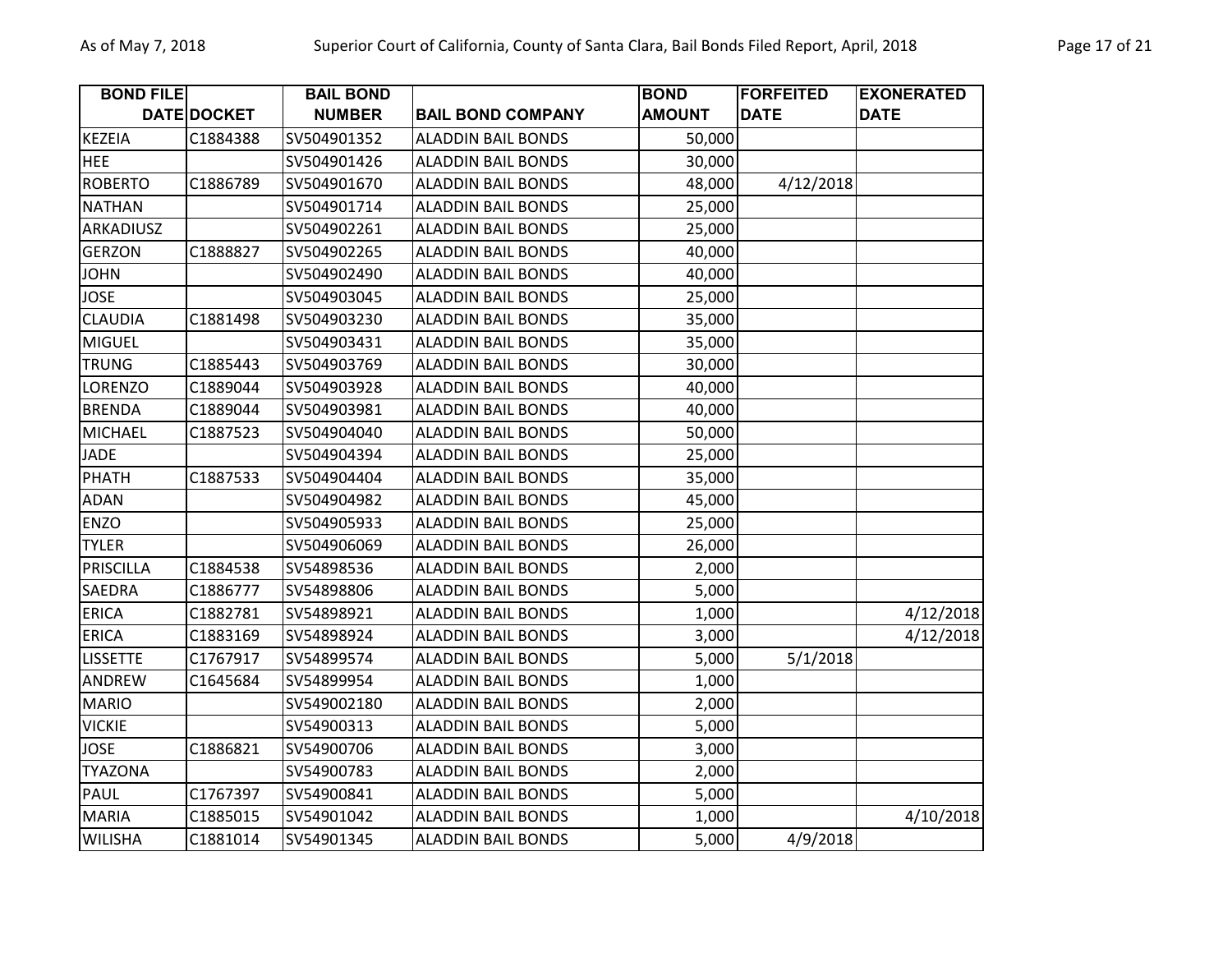| BOND FILE DATE | DOCKET | BAIL BOND NUMBER | BAIL BOND COMPANY | BOND AMOUNT | FORFEITED DATE | EXONERATED DATE |
|---|---|---|---|---|---|---|
| KEZEIA | C1884388 | SV504901352 | ALADDIN BAIL BONDS | 50,000 | | |
| HEE | | SV504901426 | ALADDIN BAIL BONDS | 30,000 | | |
| ROBERTO | C1886789 | SV504901670 | ALADDIN BAIL BONDS | 48,000 | 4/12/2018 | |
| NATHAN | | SV504901714 | ALADDIN BAIL BONDS | 25,000 | | |
| ARKADIUSZ | | SV504902261 | ALADDIN BAIL BONDS | 25,000 | | |
| GERZON | C1888827 | SV504902265 | ALADDIN BAIL BONDS | 40,000 | | |
| JOHN | | SV504902490 | ALADDIN BAIL BONDS | 40,000 | | |
| JOSE | | SV504903045 | ALADDIN BAIL BONDS | 25,000 | | |
| CLAUDIA | C1881498 | SV504903230 | ALADDIN BAIL BONDS | 35,000 | | |
| MIGUEL | | SV504903431 | ALADDIN BAIL BONDS | 35,000 | | |
| TRUNG | C1885443 | SV504903769 | ALADDIN BAIL BONDS | 30,000 | | |
| LORENZO | C1889044 | SV504903928 | ALADDIN BAIL BONDS | 40,000 | | |
| BRENDA | C1889044 | SV504903981 | ALADDIN BAIL BONDS | 40,000 | | |
| MICHAEL | C1887523 | SV504904040 | ALADDIN BAIL BONDS | 50,000 | | |
| JADE | | SV504904394 | ALADDIN BAIL BONDS | 25,000 | | |
| PHATH | C1887533 | SV504904404 | ALADDIN BAIL BONDS | 35,000 | | |
| ADAN | | SV504904982 | ALADDIN BAIL BONDS | 45,000 | | |
| ENZO | | SV504905933 | ALADDIN BAIL BONDS | 25,000 | | |
| TYLER | | SV504906069 | ALADDIN BAIL BONDS | 26,000 | | |
| PRISCILLA | C1884538 | SV54898536 | ALADDIN BAIL BONDS | 2,000 | | |
| SAEDRA | C1886777 | SV54898806 | ALADDIN BAIL BONDS | 5,000 | | |
| ERICA | C1882781 | SV54898921 | ALADDIN BAIL BONDS | 1,000 | | 4/12/2018 |
| ERICA | C1883169 | SV54898924 | ALADDIN BAIL BONDS | 3,000 | | 4/12/2018 |
| LISSETTE | C1767917 | SV54899574 | ALADDIN BAIL BONDS | 5,000 | 5/1/2018 | |
| ANDREW | C1645684 | SV54899954 | ALADDIN BAIL BONDS | 1,000 | | |
| MARIO | | SV549002180 | ALADDIN BAIL BONDS | 2,000 | | |
| VICKIE | | SV54900313 | ALADDIN BAIL BONDS | 5,000 | | |
| JOSE | C1886821 | SV54900706 | ALADDIN BAIL BONDS | 3,000 | | |
| TYAZONA | | SV54900783 | ALADDIN BAIL BONDS | 2,000 | | |
| PAUL | C1767397 | SV54900841 | ALADDIN BAIL BONDS | 5,000 | | |
| MARIA | C1885015 | SV54901042 | ALADDIN BAIL BONDS | 1,000 | | 4/10/2018 |
| WILISHA | C1881014 | SV54901345 | ALADDIN BAIL BONDS | 5,000 | 4/9/2018 | |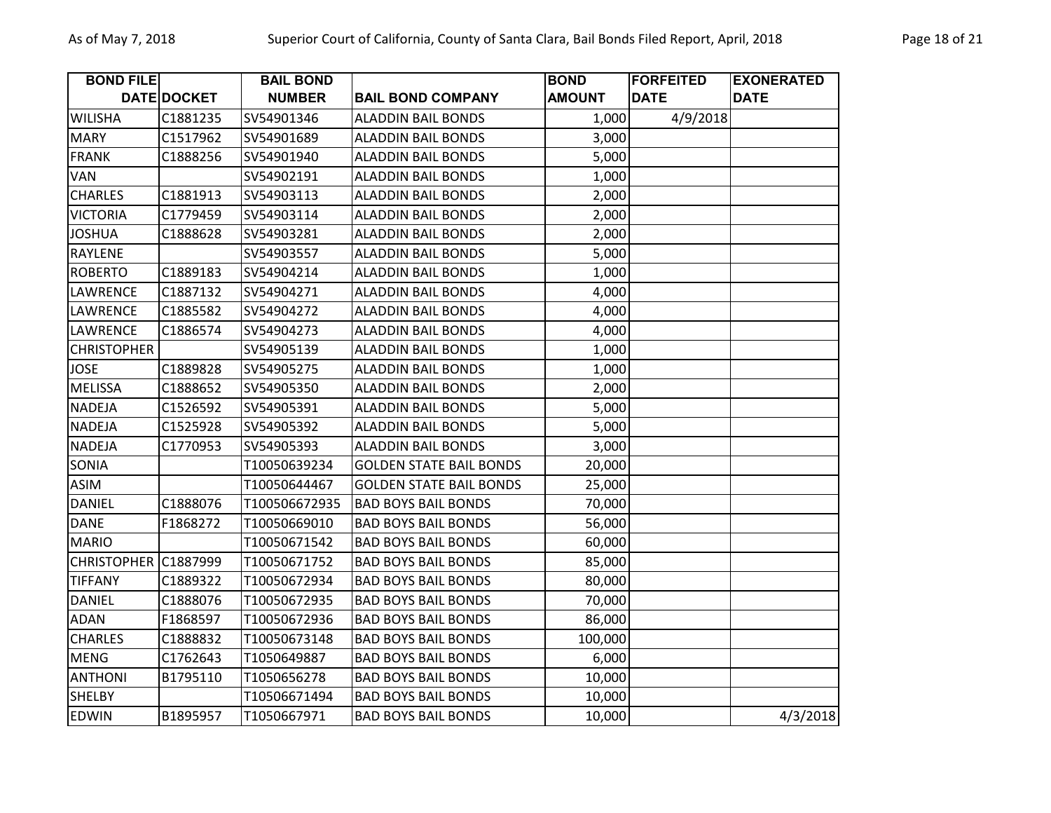| BOND FILE DATE | DOCKET | BAIL BOND NUMBER | BAIL BOND COMPANY | BOND AMOUNT | FORFEITED DATE | EXONERATED DATE |
|---|---|---|---|---|---|---|
| WILISHA | C1881235 | SV54901346 | ALADDIN BAIL BONDS | 1,000 | 4/9/2018 | |
| MARY | C1517962 | SV54901689 | ALADDIN BAIL BONDS | 3,000 | | |
| FRANK | C1888256 | SV54901940 | ALADDIN BAIL BONDS | 5,000 | | |
| VAN | | SV54902191 | ALADDIN BAIL BONDS | 1,000 | | |
| CHARLES | C1881913 | SV54903113 | ALADDIN BAIL BONDS | 2,000 | | |
| VICTORIA | C1779459 | SV54903114 | ALADDIN BAIL BONDS | 2,000 | | |
| JOSHUA | C1888628 | SV54903281 | ALADDIN BAIL BONDS | 2,000 | | |
| RAYLENE | | SV54903557 | ALADDIN BAIL BONDS | 5,000 | | |
| ROBERTO | C1889183 | SV54904214 | ALADDIN BAIL BONDS | 1,000 | | |
| LAWRENCE | C1887132 | SV54904271 | ALADDIN BAIL BONDS | 4,000 | | |
| LAWRENCE | C1885582 | SV54904272 | ALADDIN BAIL BONDS | 4,000 | | |
| LAWRENCE | C1886574 | SV54904273 | ALADDIN BAIL BONDS | 4,000 | | |
| CHRISTOPHER | | SV54905139 | ALADDIN BAIL BONDS | 1,000 | | |
| JOSE | C1889828 | SV54905275 | ALADDIN BAIL BONDS | 1,000 | | |
| MELISSA | C1888652 | SV54905350 | ALADDIN BAIL BONDS | 2,000 | | |
| NADEJA | C1526592 | SV54905391 | ALADDIN BAIL BONDS | 5,000 | | |
| NADEJA | C1525928 | SV54905392 | ALADDIN BAIL BONDS | 5,000 | | |
| NADEJA | C1770953 | SV54905393 | ALADDIN BAIL BONDS | 3,000 | | |
| SONIA | | T10050639234 | GOLDEN STATE BAIL BONDS | 20,000 | | |
| ASIM | | T10050644467 | GOLDEN STATE BAIL BONDS | 25,000 | | |
| DANIEL | C1888076 | T100506672935 | BAD BOYS BAIL BONDS | 70,000 | | |
| DANE | F1868272 | T10050669010 | BAD BOYS BAIL BONDS | 56,000 | | |
| MARIO | | T10050671542 | BAD BOYS BAIL BONDS | 60,000 | | |
| CHRISTOPHER | C1887999 | T10050671752 | BAD BOYS BAIL BONDS | 85,000 | | |
| TIFFANY | C1889322 | T10050672934 | BAD BOYS BAIL BONDS | 80,000 | | |
| DANIEL | C1888076 | T10050672935 | BAD BOYS BAIL BONDS | 70,000 | | |
| ADAN | F1868597 | T10050672936 | BAD BOYS BAIL BONDS | 86,000 | | |
| CHARLES | C1888832 | T10050673148 | BAD BOYS BAIL BONDS | 100,000 | | |
| MENG | C1762643 | T1050649887 | BAD BOYS BAIL BONDS | 6,000 | | |
| ANTHONI | B1795110 | T1050656278 | BAD BOYS BAIL BONDS | 10,000 | | |
| SHELBY | | T10506671494 | BAD BOYS BAIL BONDS | 10,000 | | |
| EDWIN | B1895957 | T1050667971 | BAD BOYS BAIL BONDS | 10,000 | | 4/3/2018 |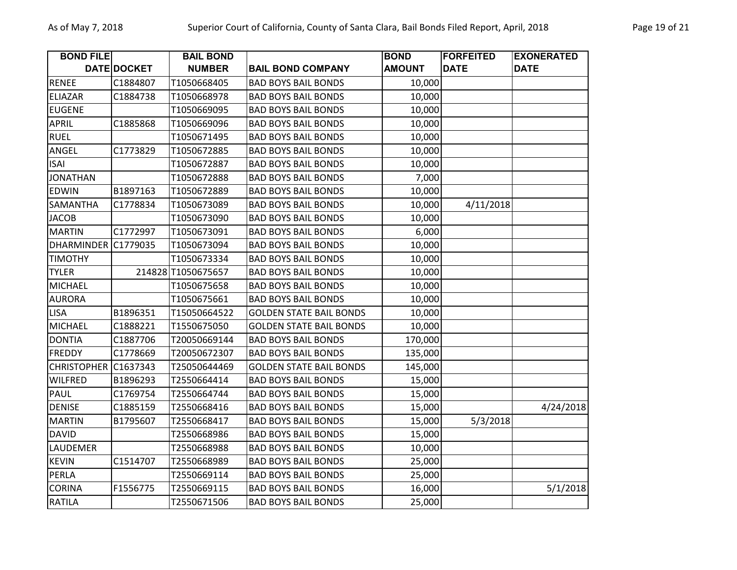| BOND FILE DATE | DOCKET | BAIL BOND NUMBER | BAIL BOND COMPANY | BOND AMOUNT | FORFEITED DATE | EXONERATED DATE |
|---|---|---|---|---|---|---|
| RENEE | C1884807 | T1050668405 | BAD BOYS BAIL BONDS | 10,000 | | |
| ELIAZAR | C1884738 | T1050668978 | BAD BOYS BAIL BONDS | 10,000 | | |
| EUGENE | | T1050669095 | BAD BOYS BAIL BONDS | 10,000 | | |
| APRIL | C1885868 | T1050669096 | BAD BOYS BAIL BONDS | 10,000 | | |
| RUEL | | T1050671495 | BAD BOYS BAIL BONDS | 10,000 | | |
| ANGEL | C1773829 | T1050672885 | BAD BOYS BAIL BONDS | 10,000 | | |
| ISAI | | T1050672887 | BAD BOYS BAIL BONDS | 10,000 | | |
| JONATHAN | | T1050672888 | BAD BOYS BAIL BONDS | 7,000 | | |
| EDWIN | B1897163 | T1050672889 | BAD BOYS BAIL BONDS | 10,000 | | |
| SAMANTHA | C1778834 | T1050673089 | BAD BOYS BAIL BONDS | 10,000 | 4/11/2018 | |
| JACOB | | T1050673090 | BAD BOYS BAIL BONDS | 10,000 | | |
| MARTIN | C1772997 | T1050673091 | BAD BOYS BAIL BONDS | 6,000 | | |
| DHARMINDER | C1779035 | T1050673094 | BAD BOYS BAIL BONDS | 10,000 | | |
| TIMOTHY | | T1050673334 | BAD BOYS BAIL BONDS | 10,000 | | |
| TYLER | 214828 | T1050675657 | BAD BOYS BAIL BONDS | 10,000 | | |
| MICHAEL | | T1050675658 | BAD BOYS BAIL BONDS | 10,000 | | |
| AURORA | | T1050675661 | BAD BOYS BAIL BONDS | 10,000 | | |
| LISA | B1896351 | T15050664522 | GOLDEN STATE BAIL BONDS | 10,000 | | |
| MICHAEL | C1888221 | T1550675050 | GOLDEN STATE BAIL BONDS | 10,000 | | |
| DONTIA | C1887706 | T20050669144 | BAD BOYS BAIL BONDS | 170,000 | | |
| FREDDY | C1778669 | T20050672307 | BAD BOYS BAIL BONDS | 135,000 | | |
| CHRISTOPHER | C1637343 | T25050644469 | GOLDEN STATE BAIL BONDS | 145,000 | | |
| WILFRED | B1896293 | T2550664414 | BAD BOYS BAIL BONDS | 15,000 | | |
| PAUL | C1769754 | T2550664744 | BAD BOYS BAIL BONDS | 15,000 | | |
| DENISE | C1885159 | T2550668416 | BAD BOYS BAIL BONDS | 15,000 | | 4/24/2018 |
| MARTIN | B1795607 | T2550668417 | BAD BOYS BAIL BONDS | 15,000 | 5/3/2018 | |
| DAVID | | T2550668986 | BAD BOYS BAIL BONDS | 15,000 | | |
| LAUDEMER | | T2550668988 | BAD BOYS BAIL BONDS | 10,000 | | |
| KEVIN | C1514707 | T2550668989 | BAD BOYS BAIL BONDS | 25,000 | | |
| PERLA | | T2550669114 | BAD BOYS BAIL BONDS | 25,000 | | |
| CORINA | F1556775 | T2550669115 | BAD BOYS BAIL BONDS | 16,000 | | 5/1/2018 |
| RATILA | | T2550671506 | BAD BOYS BAIL BONDS | 25,000 | | |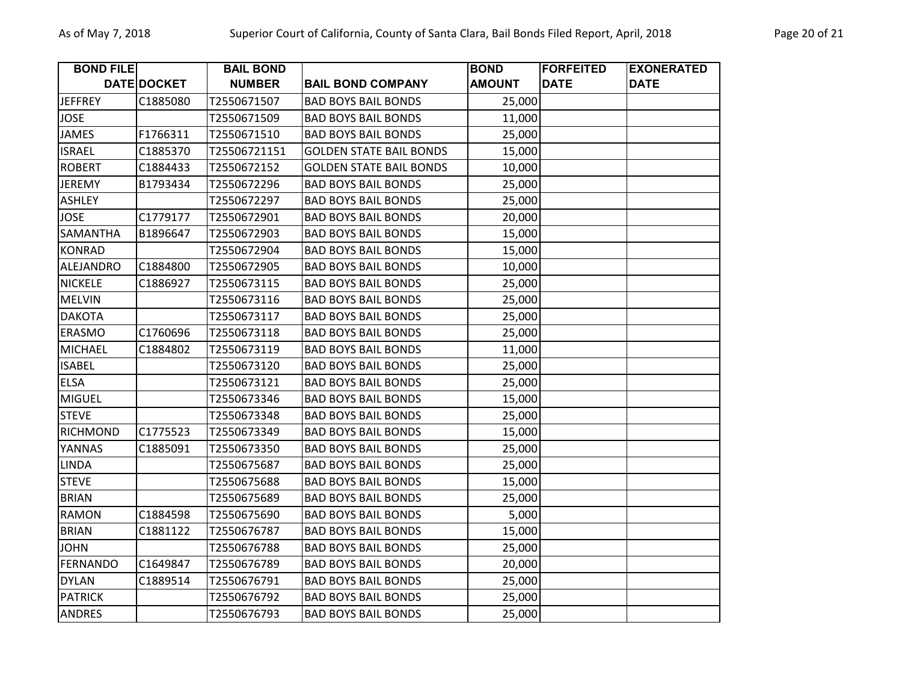| BOND FILE DATE | DOCKET | BAIL BOND NUMBER | BAIL BOND COMPANY | BOND AMOUNT | FORFEITED DATE | EXONERATED DATE |
|---|---|---|---|---|---|---|
| JEFFREY | C1885080 | T2550671507 | BAD BOYS BAIL BONDS | 25,000 | | |
| JOSE | | T2550671509 | BAD BOYS BAIL BONDS | 11,000 | | |
| JAMES | F1766311 | T2550671510 | BAD BOYS BAIL BONDS | 25,000 | | |
| ISRAEL | C1885370 | T25506721151 | GOLDEN STATE BAIL BONDS | 15,000 | | |
| ROBERT | C1884433 | T2550672152 | GOLDEN STATE BAIL BONDS | 10,000 | | |
| JEREMY | B1793434 | T2550672296 | BAD BOYS BAIL BONDS | 25,000 | | |
| ASHLEY | | T2550672297 | BAD BOYS BAIL BONDS | 25,000 | | |
| JOSE | C1779177 | T2550672901 | BAD BOYS BAIL BONDS | 20,000 | | |
| SAMANTHA | B1896647 | T2550672903 | BAD BOYS BAIL BONDS | 15,000 | | |
| KONRAD | | T2550672904 | BAD BOYS BAIL BONDS | 15,000 | | |
| ALEJANDRO | C1884800 | T2550672905 | BAD BOYS BAIL BONDS | 10,000 | | |
| NICKELE | C1886927 | T2550673115 | BAD BOYS BAIL BONDS | 25,000 | | |
| MELVIN | | T2550673116 | BAD BOYS BAIL BONDS | 25,000 | | |
| DAKOTA | | T2550673117 | BAD BOYS BAIL BONDS | 25,000 | | |
| ERASMO | C1760696 | T2550673118 | BAD BOYS BAIL BONDS | 25,000 | | |
| MICHAEL | C1884802 | T2550673119 | BAD BOYS BAIL BONDS | 11,000 | | |
| ISABEL | | T2550673120 | BAD BOYS BAIL BONDS | 25,000 | | |
| ELSA | | T2550673121 | BAD BOYS BAIL BONDS | 25,000 | | |
| MIGUEL | | T2550673346 | BAD BOYS BAIL BONDS | 15,000 | | |
| STEVE | | T2550673348 | BAD BOYS BAIL BONDS | 25,000 | | |
| RICHMOND | C1775523 | T2550673349 | BAD BOYS BAIL BONDS | 15,000 | | |
| YANNAS | C1885091 | T2550673350 | BAD BOYS BAIL BONDS | 25,000 | | |
| LINDA | | T2550675687 | BAD BOYS BAIL BONDS | 25,000 | | |
| STEVE | | T2550675688 | BAD BOYS BAIL BONDS | 15,000 | | |
| BRIAN | | T2550675689 | BAD BOYS BAIL BONDS | 25,000 | | |
| RAMON | C1884598 | T2550675690 | BAD BOYS BAIL BONDS | 5,000 | | |
| BRIAN | C1881122 | T2550676787 | BAD BOYS BAIL BONDS | 15,000 | | |
| JOHN | | T2550676788 | BAD BOYS BAIL BONDS | 25,000 | | |
| FERNANDO | C1649847 | T2550676789 | BAD BOYS BAIL BONDS | 20,000 | | |
| DYLAN | C1889514 | T2550676791 | BAD BOYS BAIL BONDS | 25,000 | | |
| PATRICK | | T2550676792 | BAD BOYS BAIL BONDS | 25,000 | | |
| ANDRES | | T2550676793 | BAD BOYS BAIL BONDS | 25,000 | | |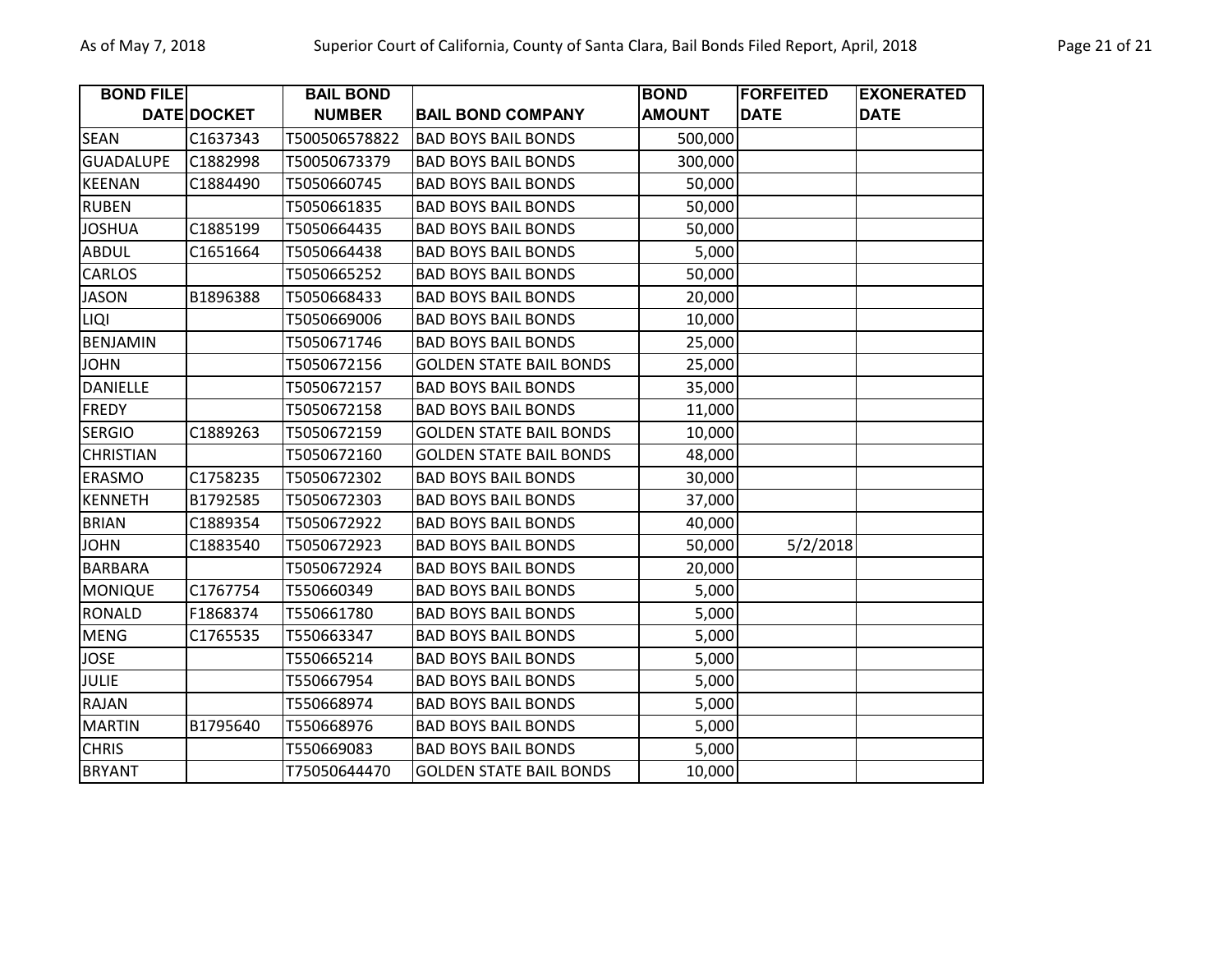| BOND FILE DATE | DOCKET | BAIL BOND NUMBER | BAIL BOND COMPANY | BOND AMOUNT | FORFEITED DATE | EXONERATED DATE |
|---|---|---|---|---|---|---|
| SEAN | C1637343 | T500506578822 | BAD BOYS BAIL BONDS | 500,000 | | |
| GUADALUPE | C1882998 | T50050673379 | BAD BOYS BAIL BONDS | 300,000 | | |
| KEENAN | C1884490 | T5050660745 | BAD BOYS BAIL BONDS | 50,000 | | |
| RUBEN | | T5050661835 | BAD BOYS BAIL BONDS | 50,000 | | |
| JOSHUA | C1885199 | T5050664435 | BAD BOYS BAIL BONDS | 50,000 | | |
| ABDUL | C1651664 | T5050664438 | BAD BOYS BAIL BONDS | 5,000 | | |
| CARLOS | | T5050665252 | BAD BOYS BAIL BONDS | 50,000 | | |
| JASON | B1896388 | T5050668433 | BAD BOYS BAIL BONDS | 20,000 | | |
| LIQI | | T5050669006 | BAD BOYS BAIL BONDS | 10,000 | | |
| BENJAMIN | | T5050671746 | BAD BOYS BAIL BONDS | 25,000 | | |
| JOHN | | T5050672156 | GOLDEN STATE BAIL BONDS | 25,000 | | |
| DANIELLE | | T5050672157 | BAD BOYS BAIL BONDS | 35,000 | | |
| FREDY | | T5050672158 | BAD BOYS BAIL BONDS | 11,000 | | |
| SERGIO | C1889263 | T5050672159 | GOLDEN STATE BAIL BONDS | 10,000 | | |
| CHRISTIAN | | T5050672160 | GOLDEN STATE BAIL BONDS | 48,000 | | |
| ERASMO | C1758235 | T5050672302 | BAD BOYS BAIL BONDS | 30,000 | | |
| KENNETH | B1792585 | T5050672303 | BAD BOYS BAIL BONDS | 37,000 | | |
| BRIAN | C1889354 | T5050672922 | BAD BOYS BAIL BONDS | 40,000 | | |
| JOHN | C1883540 | T5050672923 | BAD BOYS BAIL BONDS | 50,000 | 5/2/2018 | |
| BARBARA | | T5050672924 | BAD BOYS BAIL BONDS | 20,000 | | |
| MONIQUE | C1767754 | T550660349 | BAD BOYS BAIL BONDS | 5,000 | | |
| RONALD | F1868374 | T550661780 | BAD BOYS BAIL BONDS | 5,000 | | |
| MENG | C1765535 | T550663347 | BAD BOYS BAIL BONDS | 5,000 | | |
| JOSE | | T550665214 | BAD BOYS BAIL BONDS | 5,000 | | |
| JULIE | | T550667954 | BAD BOYS BAIL BONDS | 5,000 | | |
| RAJAN | | T550668974 | BAD BOYS BAIL BONDS | 5,000 | | |
| MARTIN | B1795640 | T550668976 | BAD BOYS BAIL BONDS | 5,000 | | |
| CHRIS | | T550669083 | BAD BOYS BAIL BONDS | 5,000 | | |
| BRYANT | | T75050644470 | GOLDEN STATE BAIL BONDS | 10,000 | | |